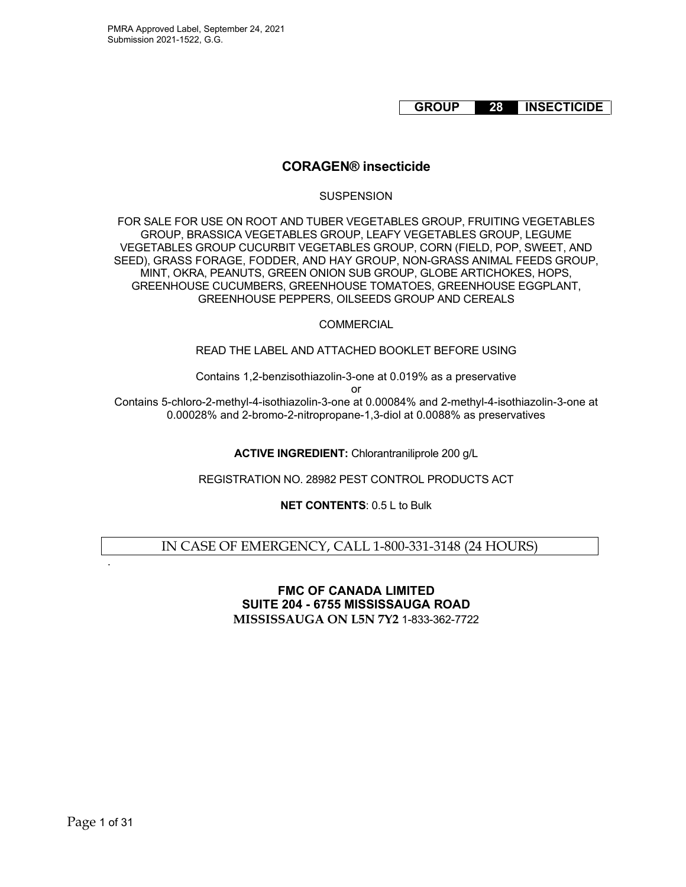PMRA Approved Label, September 24, 2021
Submission 2021-1522, G.G.

| GROUP | 28 | INSECTICIDE |
|---|---|---|

# CORAGEN® insecticide

SUSPENSION

FOR SALE FOR USE ON ROOT AND TUBER VEGETABLES GROUP, FRUITING VEGETABLES GROUP, BRASSICA VEGETABLES GROUP, LEAFY VEGETABLES GROUP, LEGUME VEGETABLES GROUP CUCURBIT VEGETABLES GROUP, CORN (FIELD, POP, SWEET, AND SEED), GRASS FORAGE, FODDER, AND HAY GROUP, NON-GRASS ANIMAL FEEDS GROUP, MINT, OKRA, PEANUTS, GREEN ONION SUB GROUP, GLOBE ARTICHOKES, HOPS, GREENHOUSE CUCUMBERS, GREENHOUSE TOMATOES, GREENHOUSE EGGPLANT, GREENHOUSE PEPPERS, OILSEEDS GROUP AND CEREALS

COMMERCIAL

READ THE LABEL AND ATTACHED BOOKLET BEFORE USING

Contains 1,2-benzisothiazolin-3-one at 0.019% as a preservative

or

Contains 5-chloro-2-methyl-4-isothiazolin-3-one at 0.00084% and 2-methyl-4-isothiazolin-3-one at 0.00028% and 2-bromo-2-nitropropane-1,3-diol at 0.0088% as preservatives

**ACTIVE INGREDIENT:** Chlorantraniliprole 200 g/L

REGISTRATION NO. 28982 PEST CONTROL PRODUCTS ACT

**NET CONTENTS**: 0.5 L to Bulk

IN CASE OF EMERGENCY, CALL 1-800-331-3148 (24 HOURS)

**FMC OF CANADA LIMITED**
**SUITE 204 - 6755 MISSISSAUGA ROAD**
**MISSISSAUGA ON L5N 7Y2** 1-833-362-7722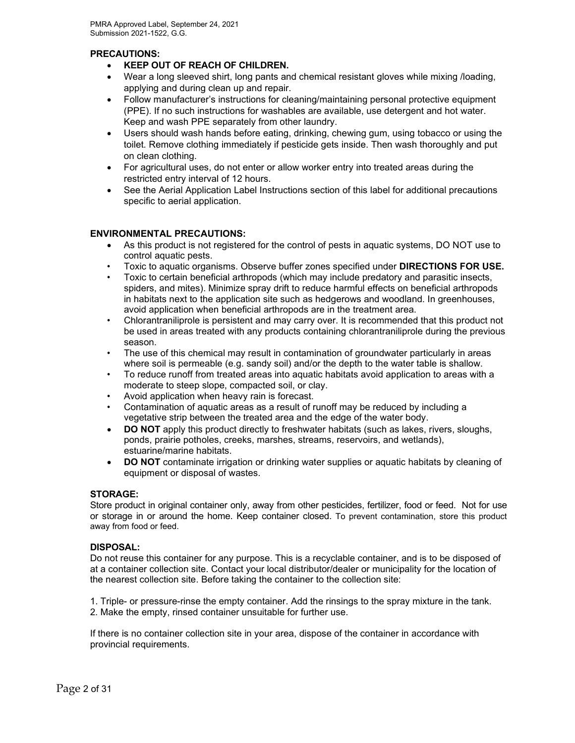**PRECAUTIONS:**

- **KEEP OUT OF REACH OF CHILDREN.**
- Wear a long sleeved shirt, long pants and chemical resistant gloves while mixing /loading, applying and during clean up and repair.
- Follow manufacturer's instructions for cleaning/maintaining personal protective equipment (PPE). If no such instructions for washables are available, use detergent and hot water. Keep and wash PPE separately from other laundry.
- Users should wash hands before eating, drinking, chewing gum, using tobacco or using the toilet. Remove clothing immediately if pesticide gets inside. Then wash thoroughly and put on clean clothing.
- For agricultural uses, do not enter or allow worker entry into treated areas during the restricted entry interval of 12 hours.
- See the Aerial Application Label Instructions section of this label for additional precautions specific to aerial application.

**ENVIRONMENTAL PRECAUTIONS:**

- As this product is not registered for the control of pests in aquatic systems, DO NOT use to control aquatic pests.
- Toxic to aquatic organisms. Observe buffer zones specified under **DIRECTIONS FOR USE.**
- Toxic to certain beneficial arthropods (which may include predatory and parasitic insects, spiders, and mites). Minimize spray drift to reduce harmful effects on beneficial arthropods in habitats next to the application site such as hedgerows and woodland. In greenhouses, avoid application when beneficial arthropods are in the treatment area.
- Chlorantraniliprole is persistent and may carry over. It is recommended that this product not be used in areas treated with any products containing chlorantraniliprole during the previous season.
- The use of this chemical may result in contamination of groundwater particularly in areas where soil is permeable (e.g. sandy soil) and/or the depth to the water table is shallow.
- To reduce runoff from treated areas into aquatic habitats avoid application to areas with a moderate to steep slope, compacted soil, or clay.
- Avoid application when heavy rain is forecast.
- Contamination of aquatic areas as a result of runoff may be reduced by including a vegetative strip between the treated area and the edge of the water body.
- **DO NOT** apply this product directly to freshwater habitats (such as lakes, rivers, sloughs, ponds, prairie potholes, creeks, marshes, streams, reservoirs, and wetlands), estuarine/marine habitats.
- **DO NOT** contaminate irrigation or drinking water supplies or aquatic habitats by cleaning of equipment or disposal of wastes.

**STORAGE:**

Store product in original container only, away from other pesticides, fertilizer, food or feed. Not for use or storage in or around the home. Keep container closed. To prevent contamination, store this product away from food or feed.

**DISPOSAL:**

Do not reuse this container for any purpose. This is a recyclable container, and is to be disposed of at a container collection site. Contact your local distributor/dealer or municipality for the location of the nearest collection site. Before taking the container to the collection site:

1. Triple- or pressure-rinse the empty container. Add the rinsings to the spray mixture in the tank.
2. Make the empty, rinsed container unsuitable for further use.

If there is no container collection site in your area, dispose of the container in accordance with provincial requirements.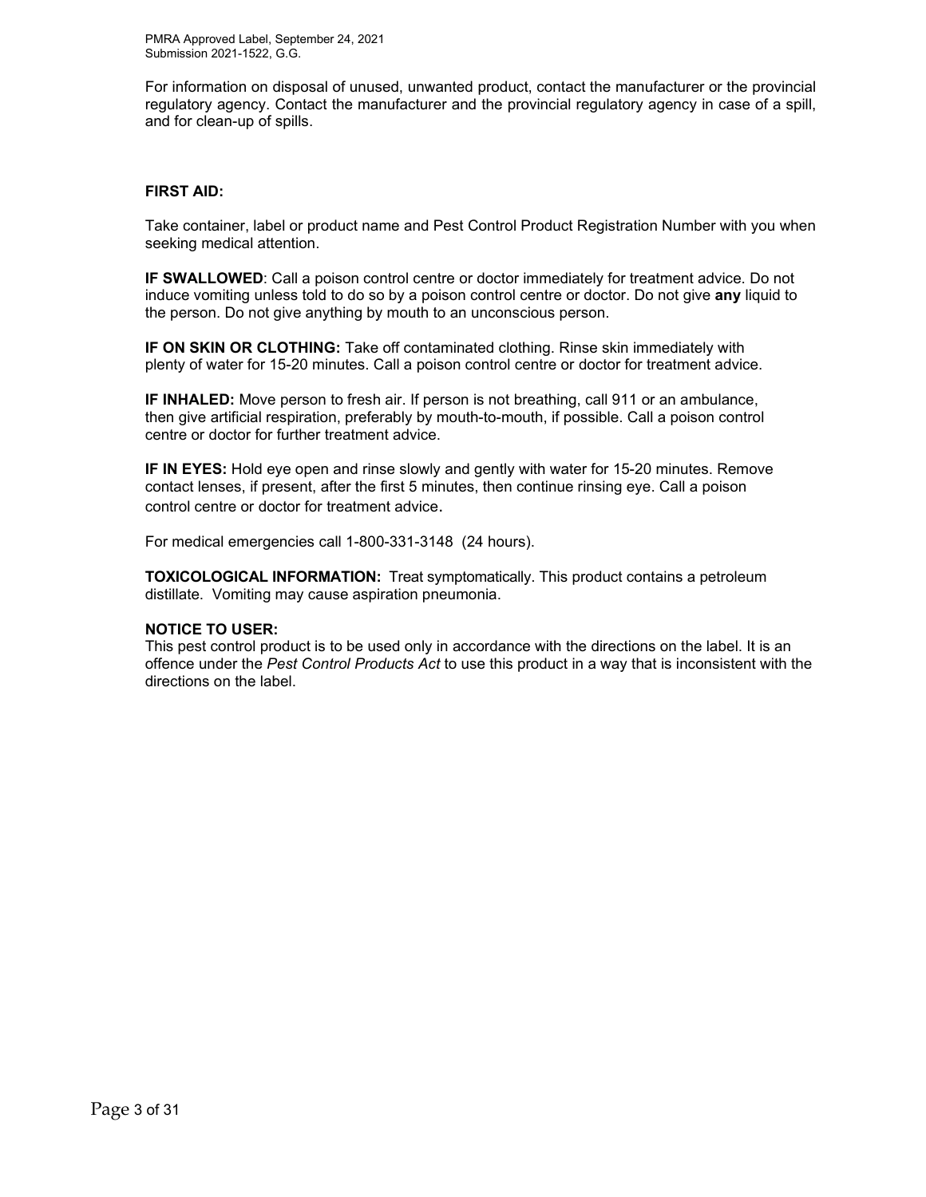For information on disposal of unused, unwanted product, contact the manufacturer or the provincial regulatory agency. Contact the manufacturer and the provincial regulatory agency in case of a spill, and for clean-up of spills.

**FIRST AID:**

Take container, label or product name and Pest Control Product Registration Number with you when seeking medical attention.

**IF SWALLOWED**: Call a poison control centre or doctor immediately for treatment advice. Do not induce vomiting unless told to do so by a poison control centre or doctor. Do not give **any** liquid to the person. Do not give anything by mouth to an unconscious person.

**IF ON SKIN OR CLOTHING:** Take off contaminated clothing. Rinse skin immediately with plenty of water for 15-20 minutes. Call a poison control centre or doctor for treatment advice.

**IF INHALED:** Move person to fresh air. If person is not breathing, call 911 or an ambulance, then give artificial respiration, preferably by mouth-to-mouth, if possible. Call a poison control centre or doctor for further treatment advice.

**IF IN EYES:** Hold eye open and rinse slowly and gently with water for 15-20 minutes. Remove contact lenses, if present, after the first 5 minutes, then continue rinsing eye. Call a poison control centre or doctor for treatment advice.

For medical emergencies call 1-800-331-3148 (24 hours).

**TOXICOLOGICAL INFORMATION:** Treat symptomatically. This product contains a petroleum distillate. Vomiting may cause aspiration pneumonia.

**NOTICE TO USER:**
This pest control product is to be used only in accordance with the directions on the label. It is an offence under the *Pest Control Products Act* to use this product in a way that is inconsistent with the directions on the label.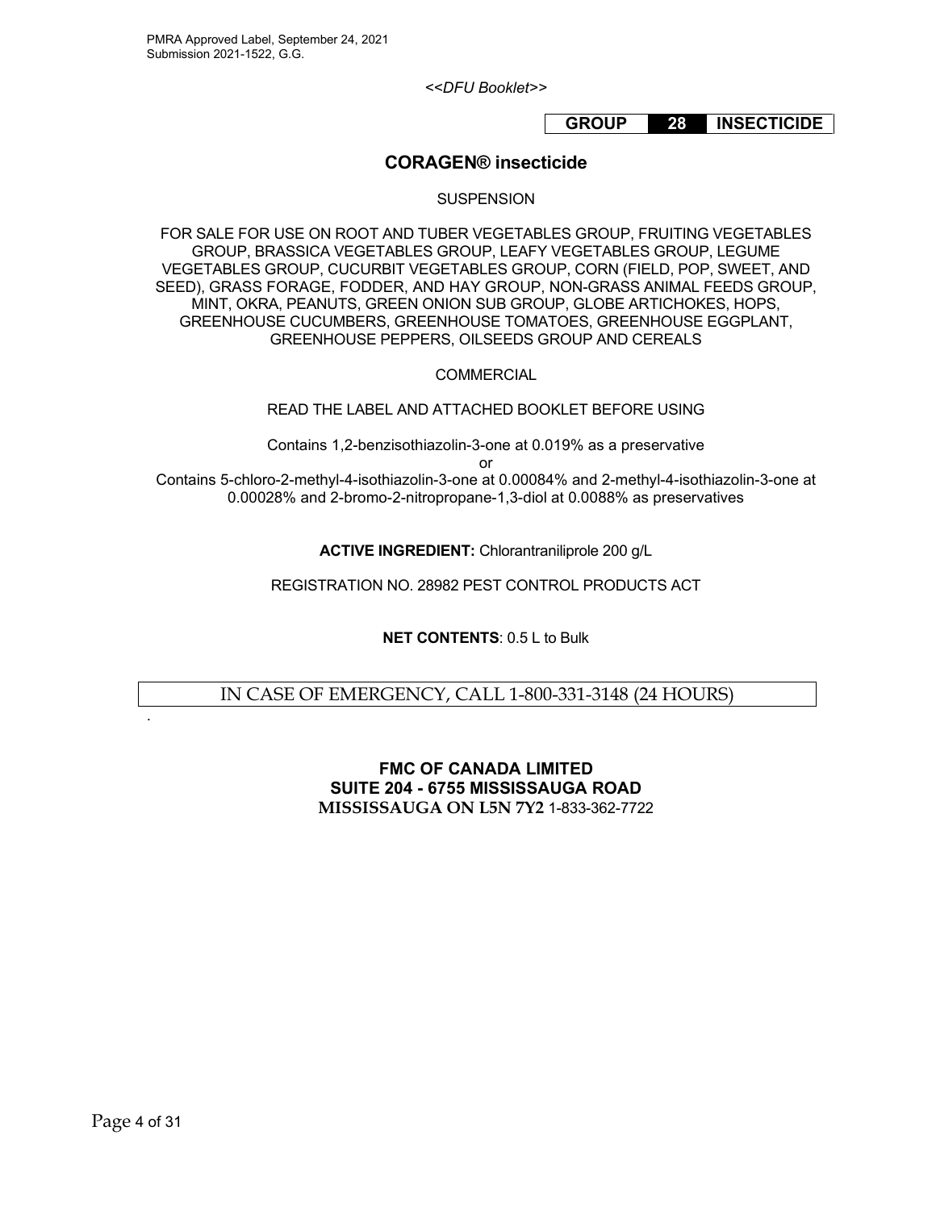*<<DFU Booklet>>*

| GROUP | 28 | INSECTICIDE |
|---|---|---|

## CORAGEN® insecticide

SUSPENSION

FOR SALE FOR USE ON ROOT AND TUBER VEGETABLES GROUP, FRUITING VEGETABLES GROUP, BRASSICA VEGETABLES GROUP, LEAFY VEGETABLES GROUP, LEGUME VEGETABLES GROUP, CUCURBIT VEGETABLES GROUP, CORN (FIELD, POP, SWEET, AND SEED), GRASS FORAGE, FODDER, AND HAY GROUP, NON-GRASS ANIMAL FEEDS GROUP, MINT, OKRA, PEANUTS, GREEN ONION SUB GROUP, GLOBE ARTICHOKES, HOPS, GREENHOUSE CUCUMBERS, GREENHOUSE TOMATOES, GREENHOUSE EGGPLANT, GREENHOUSE PEPPERS, OILSEEDS GROUP AND CEREALS

COMMERCIAL

READ THE LABEL AND ATTACHED BOOKLET BEFORE USING

Contains 1,2-benzisothiazolin-3-one at 0.019% as a preservative

or

Contains 5-chloro-2-methyl-4-isothiazolin-3-one at 0.00084% and 2-methyl-4-isothiazolin-3-one at 0.00028% and 2-bromo-2-nitropropane-1,3-diol at 0.0088% as preservatives

**ACTIVE INGREDIENT:** Chlorantraniliprole 200 g/L

REGISTRATION NO. 28982 PEST CONTROL PRODUCTS ACT

**NET CONTENTS**: 0.5 L to Bulk

IN CASE OF EMERGENCY, CALL 1-800-331-3148 (24 HOURS)

**FMC OF CANADA LIMITED**
**SUITE 204 - 6755 MISSISSAUGA ROAD**
**MISSISSAUGA ON L5N 7Y2** 1-833-362-7722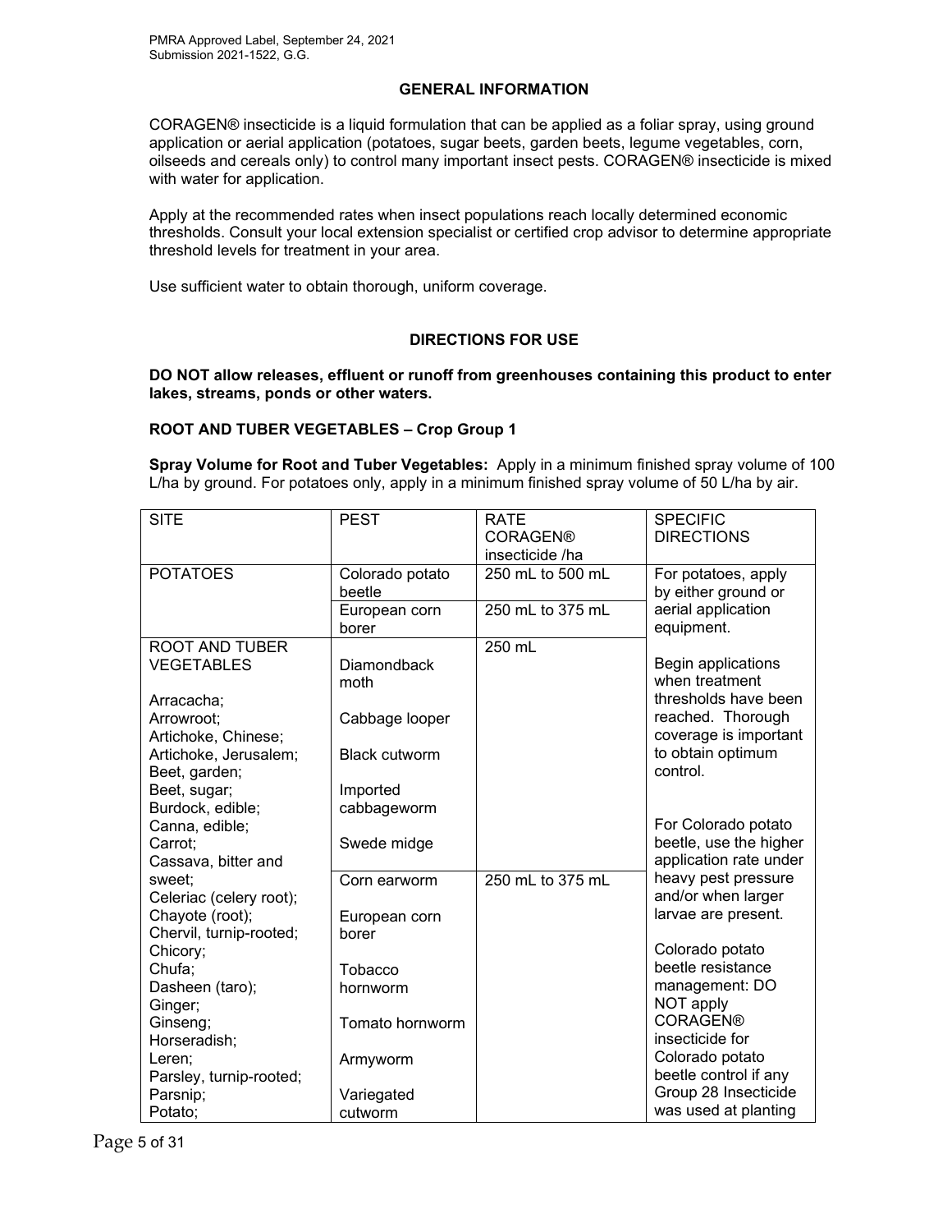## GENERAL INFORMATION

CORAGEN® insecticide is a liquid formulation that can be applied as a foliar spray, using ground application or aerial application (potatoes, sugar beets, garden beets, legume vegetables, corn, oilseeds and cereals only) to control many important insect pests. CORAGEN® insecticide is mixed with water for application.

Apply at the recommended rates when insect populations reach locally determined economic thresholds. Consult your local extension specialist or certified crop advisor to determine appropriate threshold levels for treatment in your area.

Use sufficient water to obtain thorough, uniform coverage.

## DIRECTIONS FOR USE

**DO NOT allow releases, effluent or runoff from greenhouses containing this product to enter lakes, streams, ponds or other waters.**

### ROOT AND TUBER VEGETABLES – Crop Group 1

**Spray Volume for Root and Tuber Vegetables:** Apply in a minimum finished spray volume of 100 L/ha by ground. For potatoes only, apply in a minimum finished spray volume of 50 L/ha by air.

| SITE | PEST | RATE CORAGEN® insecticide /ha | SPECIFIC DIRECTIONS |
|---|---|---|---|
| POTATOES | Colorado potato beetle | 250 mL to 500 mL | For potatoes, apply by either ground or aerial application equipment.<br><br>Begin applications when treatment thresholds have been reached. Thorough coverage is important to obtain optimum control.<br><br>For Colorado potato beetle, use the higher application rate under heavy pest pressure and/or when larger larvae are present.<br><br>Colorado potato beetle resistance management: DO NOT apply CORAGEN® insecticide for Colorado potato beetle control if any Group 28 Insecticide was used at planting |
| | European corn borer | 250 mL to 375 mL | |
| ROOT AND TUBER VEGETABLES<br><br>Arracacha;<br>Arrowroot;<br>Artichoke, Chinese;<br>Artichoke, Jerusalem;<br>Beet, garden;<br>Beet, sugar;<br>Burdock, edible;<br>Canna, edible;<br>Carrot;<br>Cassava, bitter and sweet;<br>Celeriac (celery root);<br>Chayote (root);<br>Chervil, turnip-rooted;<br>Chicory;<br>Chufa;<br>Dasheen (taro);<br>Ginger;<br>Ginseng;<br>Horseradish;<br>Leren;<br>Parsley, turnip-rooted;<br>Parsnip;<br>Potato; | Diamondback moth<br><br>Cabbage looper<br><br>Black cutworm<br><br>Imported cabbageworm<br><br>Swede midge | 250 mL | |
| | Corn earworm<br><br>European corn borer<br><br>Tobacco hornworm<br><br>Tomato hornworm<br><br>Armyworm<br><br>Variegated cutworm | 250 mL to 375 mL | |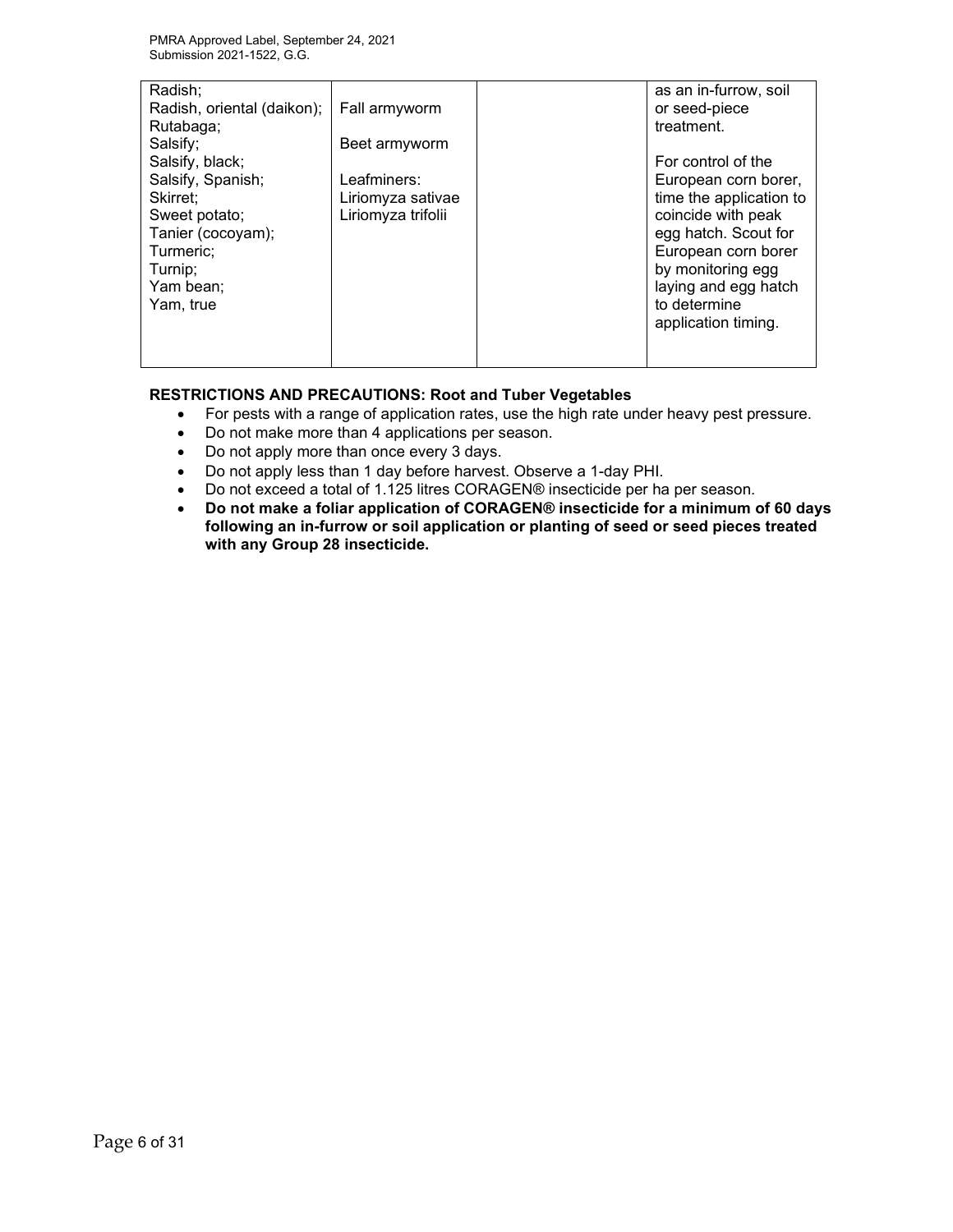| | | | |
|---|---|---|---|
| Radish;<br>Radish, oriental (daikon);<br>Rutabaga;<br>Salsify;<br>Salsify, black;<br>Salsify, Spanish;<br>Skirret;<br>Sweet potato;<br>Tanier (cocoyam);<br>Turmeric;<br>Turnip;<br>Yam bean;<br>Yam, true | Fall armyworm<br><br>Beet armyworm<br><br>Leafminers:<br>Liriomyza sativae<br>Liriomyza trifolii | | as an in-furrow, soil or seed-piece treatment.<br><br>For control of the European corn borer, time the application to coincide with peak egg hatch. Scout for European corn borer by monitoring egg laying and egg hatch to determine application timing. |

**RESTRICTIONS AND PRECAUTIONS: Root and Tuber Vegetables**

- For pests with a range of application rates, use the high rate under heavy pest pressure.
- Do not make more than 4 applications per season.
- Do not apply more than once every 3 days.
- Do not apply less than 1 day before harvest. Observe a 1-day PHI.
- Do not exceed a total of 1.125 litres CORAGEN® insecticide per ha per season.
- **Do not make a foliar application of CORAGEN® insecticide for a minimum of 60 days following an in-furrow or soil application or planting of seed or seed pieces treated with any Group 28 insecticide.**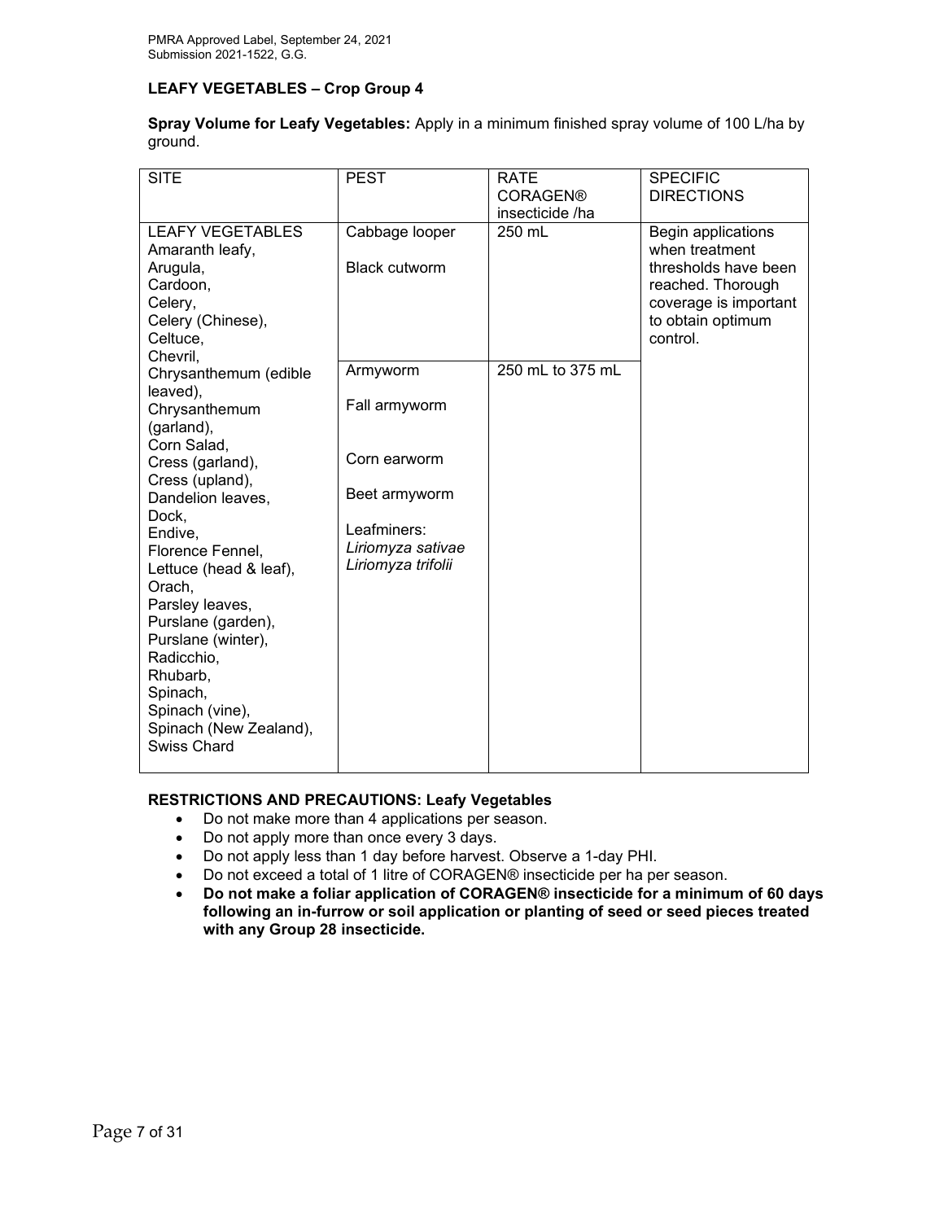PMRA Approved Label, September 24, 2021
Submission 2021-1522, G.G.

## LEAFY VEGETABLES – Crop Group 4

**Spray Volume for Leafy Vegetables:** Apply in a minimum finished spray volume of 100 L/ha by ground.

| SITE | PEST | RATE CORAGEN® insecticide /ha | SPECIFIC DIRECTIONS |
|---|---|---|---|
| LEAFY VEGETABLES<br>Amaranth leafy,<br>Arugula,<br>Cardoon,<br>Celery,<br>Celery (Chinese),<br>Celtuce,<br>Chevril,<br>Chrysanthemum (edible leaved),<br>Chrysanthemum (garland),<br>Corn Salad,<br>Cress (garland),<br>Cress (upland),<br>Dandelion leaves,<br>Dock,<br>Endive,<br>Florence Fennel,<br>Lettuce (head & leaf),<br>Orach,<br>Parsley leaves,<br>Purslane (garden),<br>Purslane (winter),<br>Radicchio,<br>Rhubarb,<br>Spinach,<br>Spinach (vine),<br>Spinach (New Zealand),<br>Swiss Chard | Cabbage looper<br><br>Black cutworm | 250 mL | Begin applications when treatment thresholds have been reached. Thorough coverage is important to obtain optimum control. |
| | Armyworm<br><br>Fall armyworm<br><br>Corn earworm<br><br>Beet armyworm<br><br>Leafminers:<br>*Liriomyza sativae*<br>*Liriomyza trifolii* | 250 mL to 375 mL | |

**RESTRICTIONS AND PRECAUTIONS: Leafy Vegetables**

- Do not make more than 4 applications per season.
- Do not apply more than once every 3 days.
- Do not apply less than 1 day before harvest. Observe a 1-day PHI.
- Do not exceed a total of 1 litre of CORAGEN® insecticide per ha per season.
- **Do not make a foliar application of CORAGEN® insecticide for a minimum of 60 days following an in-furrow or soil application or planting of seed or seed pieces treated with any Group 28 insecticide.**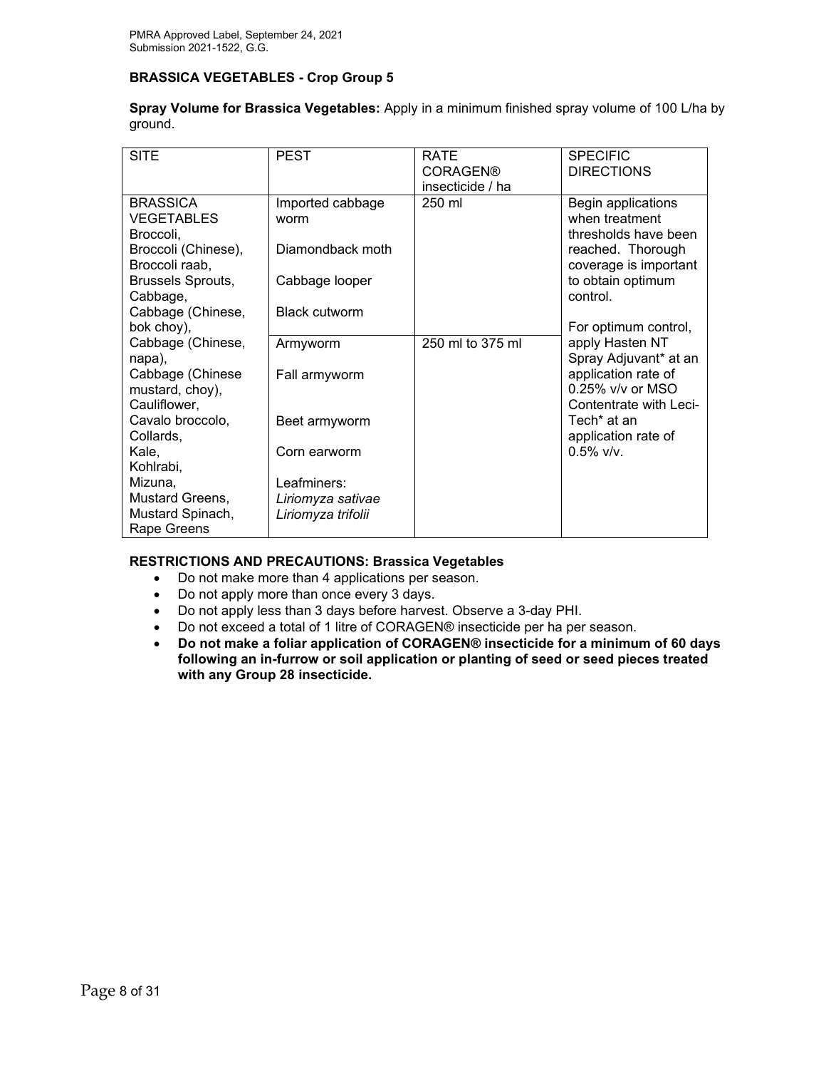**BRASSICA VEGETABLES - Crop Group 5**

**Spray Volume for Brassica Vegetables:** Apply in a minimum finished spray volume of 100 L/ha by ground.

| SITE | PEST | RATE CORAGEN® insecticide / ha | SPECIFIC DIRECTIONS |
|---|---|---|---|
| BRASSICA VEGETABLES Broccoli, Broccoli (Chinese), Broccoli raab, Brussels Sprouts, Cabbage, Cabbage (Chinese, bok choy), Cabbage (Chinese, napa), Cabbage (Chinese mustard, choy), Cauliflower, Cavalo broccolo, Collards, Kale, Kohlrabi, Mizuna, Mustard Greens, Mustard Spinach, Rape Greens | Imported cabbage worm<br>Diamondback moth<br>Cabbage looper<br>Black cutworm | 250 ml | Begin applications when treatment thresholds have been reached. Thorough coverage is important to obtain optimum control.<br><br>For optimum control, apply Hasten NT Spray Adjuvant* at an application rate of 0.25% v/v or MSO Contentrate with Leci-Tech* at an application rate of 0.5% v/v. |
| | Armyworm<br>Fall armyworm<br>Beet armyworm<br>Corn earworm<br>Leafminers: *Liriomyza sativae* *Liriomyza trifolii* | 250 ml to 375 ml | |

**RESTRICTIONS AND PRECAUTIONS: Brassica Vegetables**

- Do not make more than 4 applications per season.
- Do not apply more than once every 3 days.
- Do not apply less than 3 days before harvest. Observe a 3-day PHI.
- Do not exceed a total of 1 litre of CORAGEN® insecticide per ha per season.
- **Do not make a foliar application of CORAGEN® insecticide for a minimum of 60 days following an in-furrow or soil application or planting of seed or seed pieces treated with any Group 28 insecticide.**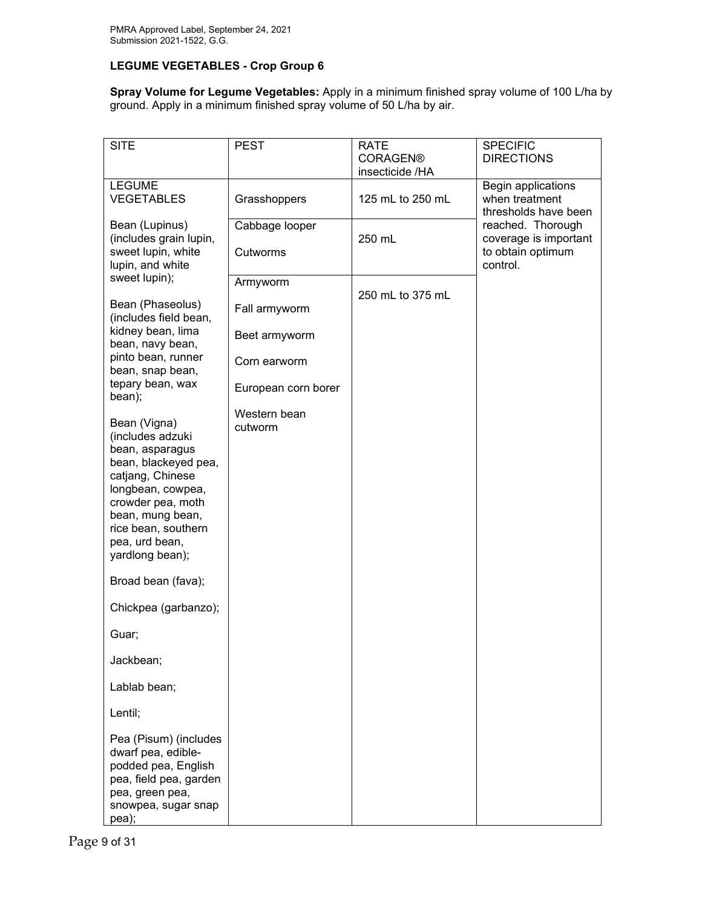## LEGUME VEGETABLES - Crop Group 6

**Spray Volume for Legume Vegetables:** Apply in a minimum finished spray volume of 100 L/ha by ground. Apply in a minimum finished spray volume of 50 L/ha by air.

| SITE | PEST | RATE CORAGEN® insecticide /HA | SPECIFIC DIRECTIONS |
|---|---|---|---|
| LEGUME VEGETABLES<br><br>Bean (Lupinus) (includes grain lupin, sweet lupin, white lupin, and white sweet lupin);<br><br>Bean (Phaseolus) (includes field bean, kidney bean, lima bean, navy bean, pinto bean, runner bean, snap bean, tepary bean, wax bean);<br><br>Bean (Vigna) (includes adzuki bean, asparagus bean, blackeyed pea, catjang, Chinese longbean, cowpea, crowder pea, moth bean, mung bean, rice bean, southern pea, urd bean, yardlong bean);<br><br>Broad bean (fava);<br><br>Chickpea (garbanzo);<br><br>Guar;<br><br>Jackbean;<br><br>Lablab bean;<br><br>Lentil;<br><br>Pea (Pisum) (includes dwarf pea, edible-podded pea, English pea, field pea, garden pea, green pea, snowpea, sugar snap pea); | Grasshoppers | 125 mL to 250 mL | Begin applications when treatment thresholds have been reached. Thorough coverage is important to obtain optimum control. |
| | Cabbage looper<br><br>Cutworms | 250 mL | |
| | Armyworm<br><br>Fall armyworm<br><br>Beet armyworm<br><br>Corn earworm<br><br>European corn borer<br><br>Western bean cutworm | 250 mL to 375 mL | |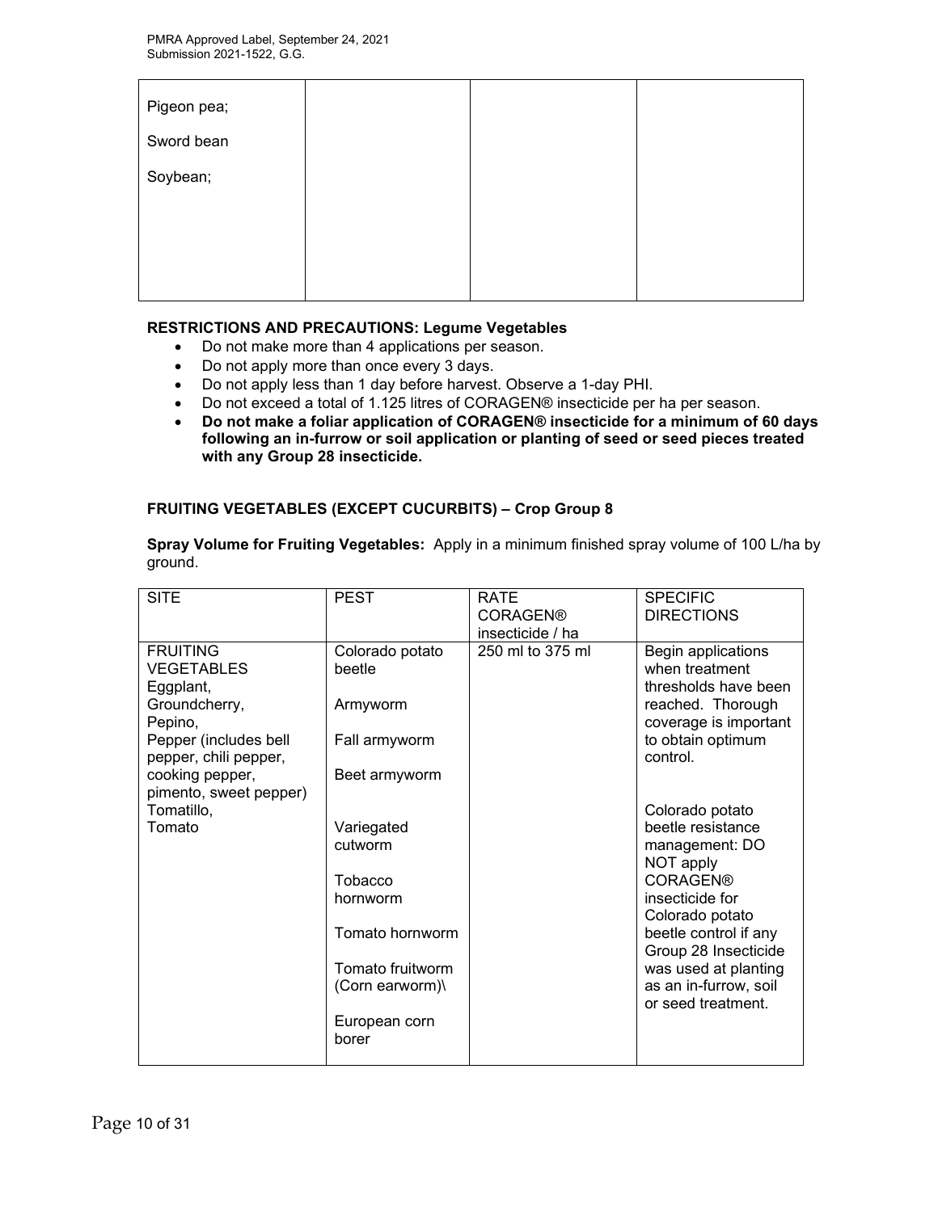| Pigeon pea;<br><br>Sword bean<br><br>Soybean; | | | |
|---|---|---|---|

**RESTRICTIONS AND PRECAUTIONS: Legume Vegetables**

- Do not make more than 4 applications per season.
- Do not apply more than once every 3 days.
- Do not apply less than 1 day before harvest. Observe a 1-day PHI.
- Do not exceed a total of 1.125 litres of CORAGEN® insecticide per ha per season.
- **Do not make a foliar application of CORAGEN® insecticide for a minimum of 60 days following an in-furrow or soil application or planting of seed or seed pieces treated with any Group 28 insecticide.**

**FRUITING VEGETABLES (EXCEPT CUCURBITS) – Crop Group 8**

**Spray Volume for Fruiting Vegetables:** Apply in a minimum finished spray volume of 100 L/ha by ground.

| SITE | PEST | RATE CORAGEN® insecticide / ha | SPECIFIC DIRECTIONS |
|---|---|---|---|
| FRUITING VEGETABLES<br>Eggplant,<br>Groundcherry,<br>Pepino,<br>Pepper (includes bell pepper, chili pepper, cooking pepper, pimento, sweet pepper)<br>Tomatillo,<br>Tomato | Colorado potato beetle<br><br>Armyworm<br><br>Fall armyworm<br><br>Beet armyworm<br><br>Variegated cutworm<br><br>Tobacco hornworm<br><br>Tomato hornworm<br><br>Tomato fruitworm (Corn earworm)\<br><br>European corn borer | 250 ml to 375 ml | Begin applications when treatment thresholds have been reached. Thorough coverage is important to obtain optimum control.<br><br>Colorado potato beetle resistance management: DO NOT apply CORAGEN® insecticide for Colorado potato beetle control if any Group 28 Insecticide was used at planting as an in-furrow, soil or seed treatment. |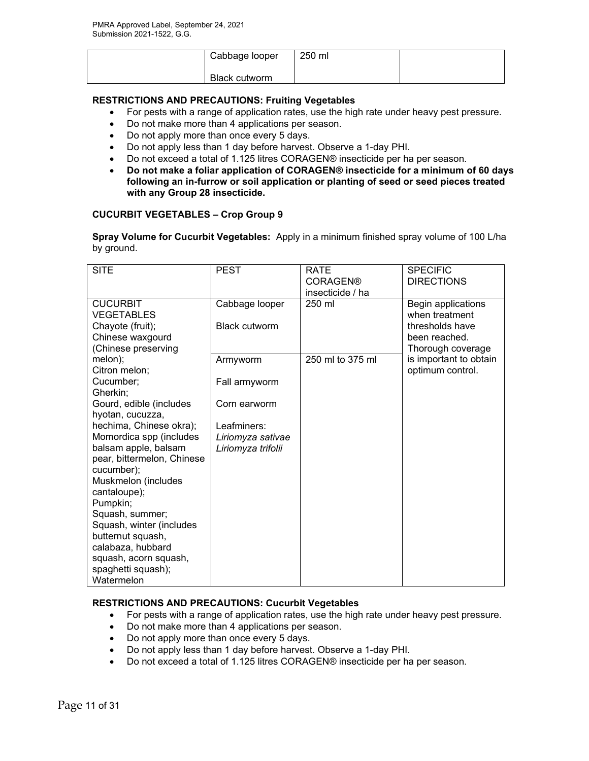|  | Cabbage looper<br><br>Black cutworm | 250 ml |  |
|---|---|---|---|

**RESTRICTIONS AND PRECAUTIONS: Fruiting Vegetables**

- For pests with a range of application rates, use the high rate under heavy pest pressure.
- Do not make more than 4 applications per season.
- Do not apply more than once every 5 days.
- Do not apply less than 1 day before harvest. Observe a 1-day PHI.
- Do not exceed a total of 1.125 litres CORAGEN® insecticide per ha per season.
- **Do not make a foliar application of CORAGEN® insecticide for a minimum of 60 days following an in-furrow or soil application or planting of seed or seed pieces treated with any Group 28 insecticide.**

**CUCURBIT VEGETABLES – Crop Group 9**

**Spray Volume for Cucurbit Vegetables:** Apply in a minimum finished spray volume of 100 L/ha by ground.

| SITE | PEST | RATE CORAGEN® insecticide / ha | SPECIFIC DIRECTIONS |
|---|---|---|---|
| CUCURBIT VEGETABLES<br>Chayote (fruit);<br>Chinese waxgourd (Chinese preserving melon);<br>Citron melon;<br>Cucumber;<br>Gherkin;<br>Gourd, edible (includes hyotan, cucuzza, hechima, Chinese okra);<br>Momordica spp (includes balsam apple, balsam pear, bittermelon, Chinese cucumber);<br>Muskmelon (includes cantaloupe);<br>Pumpkin;<br>Squash, summer;<br>Squash, winter (includes butternut squash, calabaza, hubbard squash, acorn squash, spaghetti squash);<br>Watermelon | Cabbage looper<br><br>Black cutworm | 250 ml | Begin applications when treatment thresholds have been reached. Thorough coverage is important to obtain optimum control. |
|  | Armyworm<br><br>Fall armyworm<br><br>Corn earworm<br><br>Leafminers:<br>*Liriomyza sativae*<br>*Liriomyza trifolii* | 250 ml to 375 ml |  |

**RESTRICTIONS AND PRECAUTIONS: Cucurbit Vegetables**

- For pests with a range of application rates, use the high rate under heavy pest pressure.
- Do not make more than 4 applications per season.
- Do not apply more than once every 5 days.
- Do not apply less than 1 day before harvest. Observe a 1-day PHI.
- Do not exceed a total of 1.125 litres CORAGEN® insecticide per ha per season.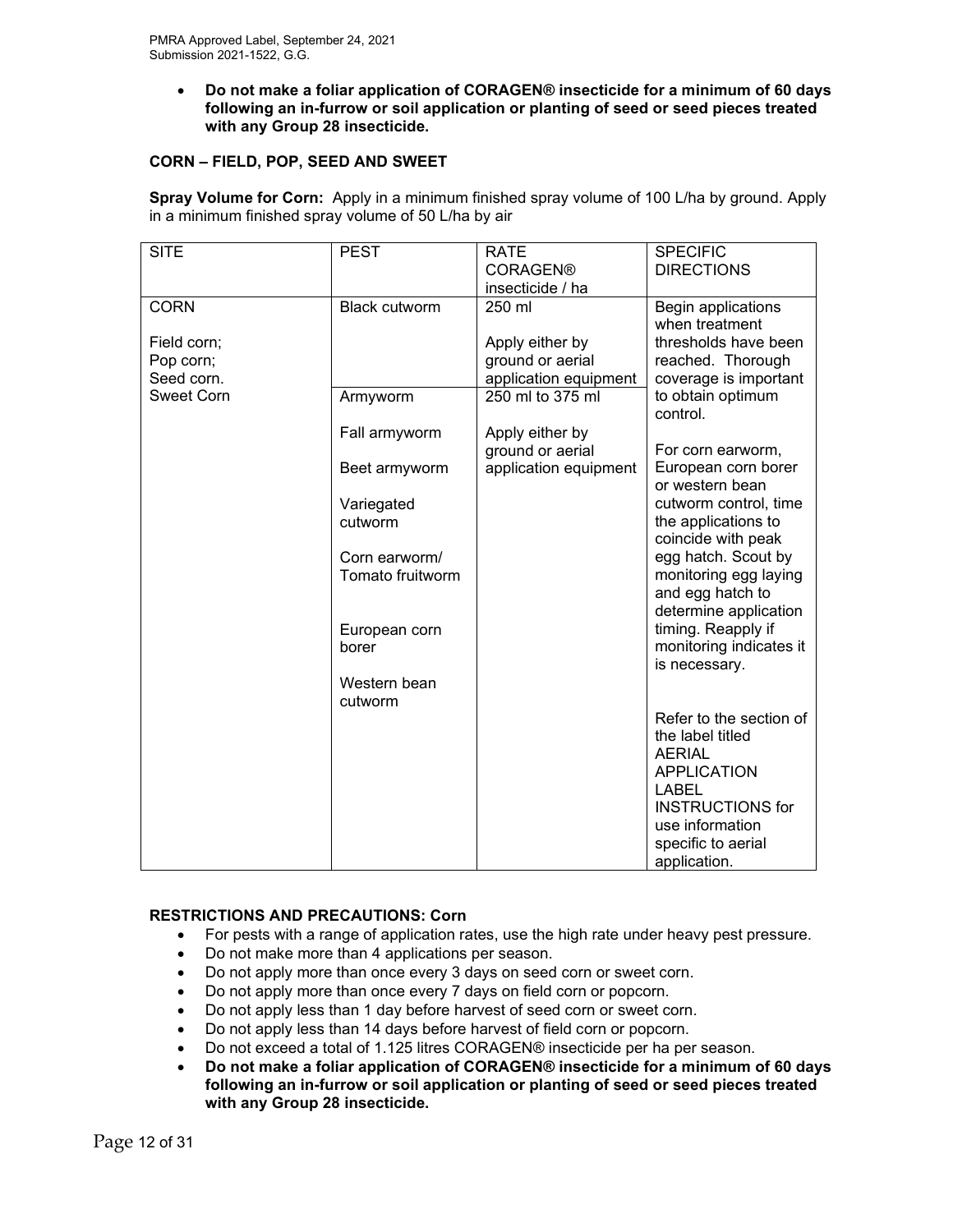- **Do not make a foliar application of CORAGEN® insecticide for a minimum of 60 days following an in-furrow or soil application or planting of seed or seed pieces treated with any Group 28 insecticide.**

### CORN – FIELD, POP, SEED AND SWEET

**Spray Volume for Corn:** Apply in a minimum finished spray volume of 100 L/ha by ground. Apply in a minimum finished spray volume of 50 L/ha by air

| SITE | PEST | RATE CORAGEN® insecticide / ha | SPECIFIC DIRECTIONS |
|---|---|---|---|
| CORN<br><br>Field corn;<br>Pop corn;<br>Seed corn.<br>Sweet Corn | Black cutworm | 250 ml<br><br>Apply either by ground or aerial application equipment | Begin applications when treatment thresholds have been reached. Thorough coverage is important to obtain optimum control.<br><br>For corn earworm, European corn borer or western bean cutworm control, time the applications to coincide with peak egg hatch. Scout by monitoring egg laying and egg hatch to determine application timing. Reapply if monitoring indicates it is necessary.<br><br>Refer to the section of the label titled AERIAL APPLICATION LABEL INSTRUCTIONS for use information specific to aerial application. |
| | Armyworm<br><br>Fall armyworm<br><br>Beet armyworm<br><br>Variegated cutworm<br><br>Corn earworm/ Tomato fruitworm<br><br>European corn borer<br><br>Western bean cutworm | 250 ml to 375 ml<br><br>Apply either by ground or aerial application equipment | |

**RESTRICTIONS AND PRECAUTIONS: Corn**

- For pests with a range of application rates, use the high rate under heavy pest pressure.
- Do not make more than 4 applications per season.
- Do not apply more than once every 3 days on seed corn or sweet corn.
- Do not apply more than once every 7 days on field corn or popcorn.
- Do not apply less than 1 day before harvest of seed corn or sweet corn.
- Do not apply less than 14 days before harvest of field corn or popcorn.
- Do not exceed a total of 1.125 litres CORAGEN® insecticide per ha per season.
- **Do not make a foliar application of CORAGEN® insecticide for a minimum of 60 days following an in-furrow or soil application or planting of seed or seed pieces treated with any Group 28 insecticide.**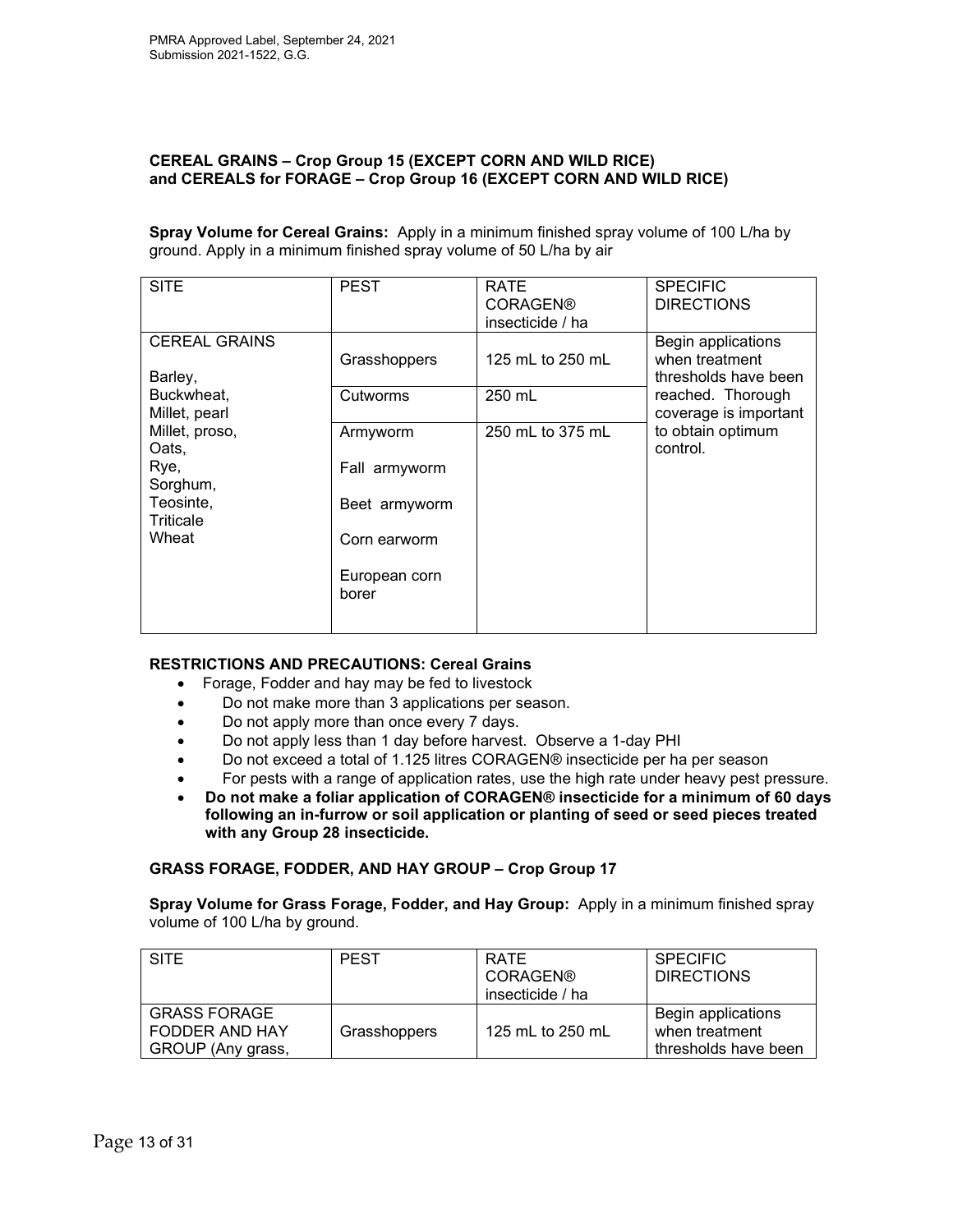**CEREAL GRAINS – Crop Group 15 (EXCEPT CORN AND WILD RICE) and CEREALS for FORAGE – Crop Group 16 (EXCEPT CORN AND WILD RICE)**

**Spray Volume for Cereal Grains:** Apply in a minimum finished spray volume of 100 L/ha by ground. Apply in a minimum finished spray volume of 50 L/ha by air

| SITE | PEST | RATE CORAGEN® insecticide / ha | SPECIFIC DIRECTIONS |
|---|---|---|---|
| CEREAL GRAINS<br><br>Barley,<br>Buckwheat,<br>Millet, pearl<br>Millet, proso,<br>Oats,<br>Rye,<br>Sorghum,<br>Teosinte,<br>Triticale<br>Wheat | Grasshoppers | 125 mL to 250 mL | Begin applications when treatment thresholds have been reached. Thorough coverage is important to obtain optimum control. |
| | Cutworms | 250 mL | |
| | Armyworm<br><br>Fall armyworm<br><br>Beet armyworm<br><br>Corn earworm<br><br>European corn borer | 250 mL to 375 mL | |

**RESTRICTIONS AND PRECAUTIONS: Cereal Grains**

- Forage, Fodder and hay may be fed to livestock
- Do not make more than 3 applications per season.
- Do not apply more than once every 7 days.
- Do not apply less than 1 day before harvest. Observe a 1-day PHI
- Do not exceed a total of 1.125 litres CORAGEN® insecticide per ha per season
- For pests with a range of application rates, use the high rate under heavy pest pressure.
- **Do not make a foliar application of CORAGEN® insecticide for a minimum of 60 days following an in-furrow or soil application or planting of seed or seed pieces treated with any Group 28 insecticide.**

**GRASS FORAGE, FODDER, AND HAY GROUP – Crop Group 17**

**Spray Volume for Grass Forage, Fodder, and Hay Group:** Apply in a minimum finished spray volume of 100 L/ha by ground.

| SITE | PEST | RATE CORAGEN® insecticide / ha | SPECIFIC DIRECTIONS |
|---|---|---|---|
| GRASS FORAGE FODDER AND HAY GROUP (Any grass, | Grasshoppers | 125 mL to 250 mL | Begin applications when treatment thresholds have been |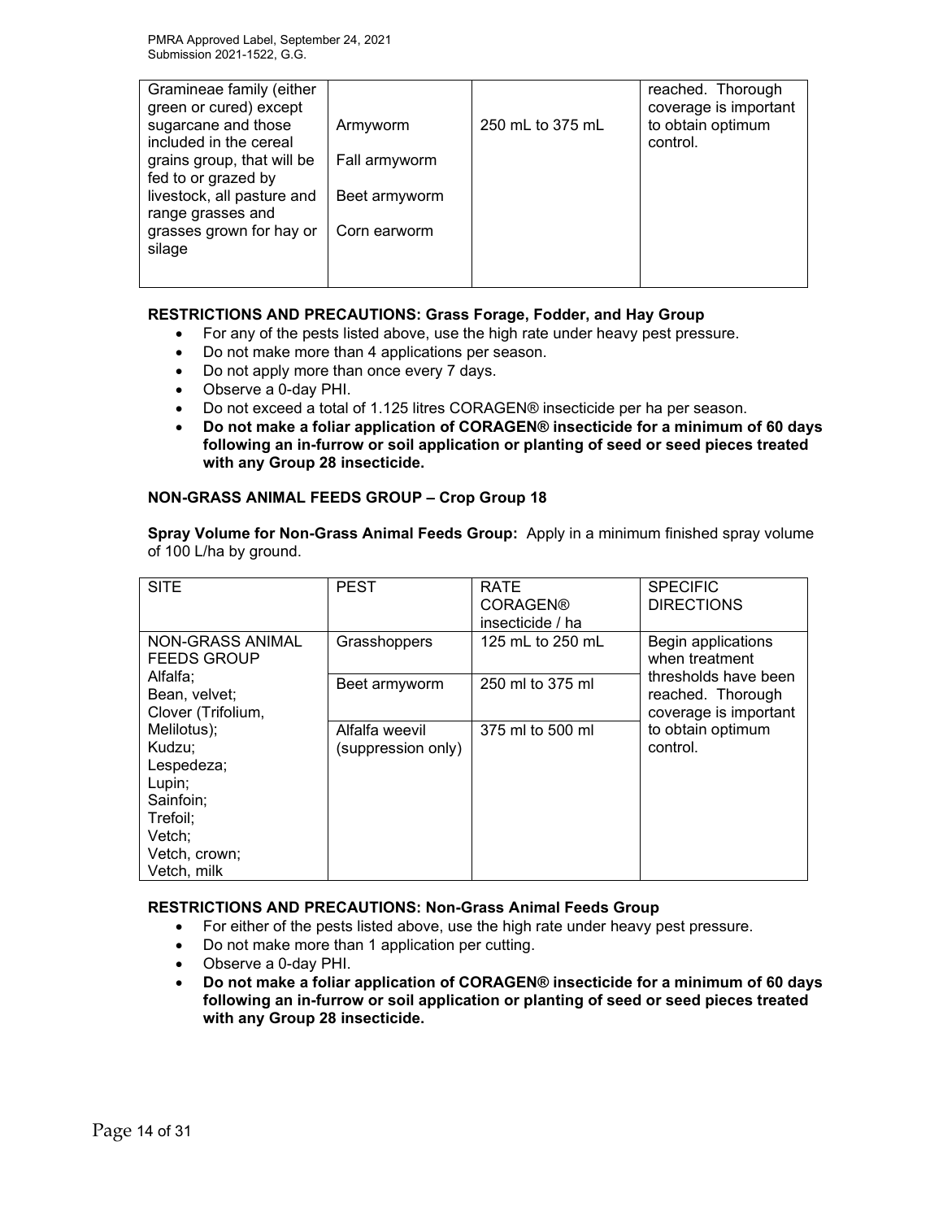| | | | |
|---|---|---|---|
| Gramineae family (either green or cured) except sugarcane and those included in the cereal grains group, that will be fed to or grazed by livestock, all pasture and range grasses and grasses grown for hay or silage | Armyworm<br><br>Fall armyworm<br><br>Beet armyworm<br><br>Corn earworm | 250 mL to 375 mL | reached. Thorough coverage is important to obtain optimum control. |

**RESTRICTIONS AND PRECAUTIONS: Grass Forage, Fodder, and Hay Group**

- For any of the pests listed above, use the high rate under heavy pest pressure.
- Do not make more than 4 applications per season.
- Do not apply more than once every 7 days.
- Observe a 0-day PHI.
- Do not exceed a total of 1.125 litres CORAGEN® insecticide per ha per season.
- **Do not make a foliar application of CORAGEN® insecticide for a minimum of 60 days following an in-furrow or soil application or planting of seed or seed pieces treated with any Group 28 insecticide.**

**NON-GRASS ANIMAL FEEDS GROUP – Crop Group 18**

**Spray Volume for Non-Grass Animal Feeds Group:** Apply in a minimum finished spray volume of 100 L/ha by ground.

| SITE | PEST | RATE CORAGEN® insecticide / ha | SPECIFIC DIRECTIONS |
|---|---|---|---|
| NON-GRASS ANIMAL FEEDS GROUP<br>Alfalfa;<br>Bean, velvet;<br>Clover (Trifolium, Melilotus);<br>Kudzu;<br>Lespedeza;<br>Lupin;<br>Sainfoin;<br>Trefoil;<br>Vetch;<br>Vetch, crown;<br>Vetch, milk | Grasshoppers | 125 mL to 250 mL | Begin applications when treatment thresholds have been reached. Thorough coverage is important to obtain optimum control. |
| | Beet armyworm | 250 ml to 375 ml | |
| | Alfalfa weevil (suppression only) | 375 ml to 500 ml | |

**RESTRICTIONS AND PRECAUTIONS: Non-Grass Animal Feeds Group**

- For either of the pests listed above, use the high rate under heavy pest pressure.
- Do not make more than 1 application per cutting.
- Observe a 0-day PHI.
- **Do not make a foliar application of CORAGEN® insecticide for a minimum of 60 days following an in-furrow or soil application or planting of seed or seed pieces treated with any Group 28 insecticide.**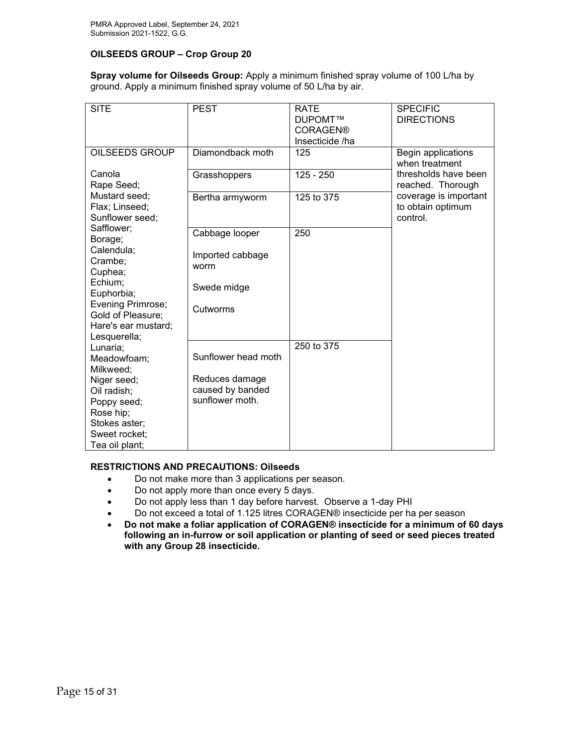**OILSEEDS GROUP – Crop Group 20**

**Spray volume for Oilseeds Group:** Apply a minimum finished spray volume of 100 L/ha by ground. Apply a minimum finished spray volume of 50 L/ha by air.

| SITE | PEST | RATE DUPOMT™ CORAGEN® Insecticide /ha | SPECIFIC DIRECTIONS |
|---|---|---|---|
| OILSEEDS GROUP<br><br>Canola<br>Rape Seed;<br>Mustard seed;<br>Flax; Linseed;<br>Sunflower seed;<br>Safflower;<br>Borage;<br>Calendula;<br>Crambe;<br>Cuphea;<br>Echium;<br>Euphorbia;<br>Evening Primrose;<br>Gold of Pleasure;<br>Hare's ear mustard;<br>Lesquerella;<br>Lunaria;<br>Meadowfoam;<br>Milkweed;<br>Niger seed;<br>Oil radish;<br>Poppy seed;<br>Rose hip;<br>Stokes aster;<br>Sweet rocket;<br>Tea oil plant; | Diamondback moth | 125 | Begin applications when treatment thresholds have been reached. Thorough coverage is important to obtain optimum control. |
| | Grasshoppers | 125 - 250 | |
| | Bertha armyworm | 125 to 375 | |
| | Cabbage looper<br><br>Imported cabbage worm<br><br>Swede midge<br><br>Cutworms | 250 | |
| | Sunflower head moth<br><br>Reduces damage caused by banded sunflower moth. | 250 to 375 | |

**RESTRICTIONS AND PRECAUTIONS: Oilseeds**

- Do not make more than 3 applications per season.
- Do not apply more than once every 5 days.
- Do not apply less than 1 day before harvest. Observe a 1-day PHI
- Do not exceed a total of 1.125 litres CORAGEN® insecticide per ha per season
- **Do not make a foliar application of CORAGEN® insecticide for a minimum of 60 days following an in-furrow or soil application or planting of seed or seed pieces treated with any Group 28 insecticide.**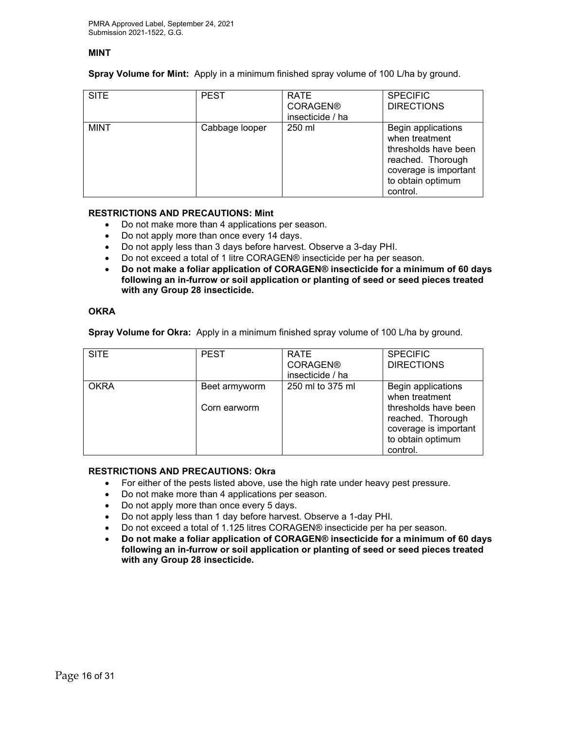**MINT**

**Spray Volume for Mint:** Apply in a minimum finished spray volume of 100 L/ha by ground.

| SITE | PEST | RATE CORAGEN® insecticide / ha | SPECIFIC DIRECTIONS |
|---|---|---|---|
| MINT | Cabbage looper | 250 ml | Begin applications when treatment thresholds have been reached. Thorough coverage is important to obtain optimum control. |

**RESTRICTIONS AND PRECAUTIONS: Mint**

- Do not make more than 4 applications per season.
- Do not apply more than once every 14 days.
- Do not apply less than 3 days before harvest. Observe a 3-day PHI.
- Do not exceed a total of 1 litre CORAGEN® insecticide per ha per season.
- **Do not make a foliar application of CORAGEN® insecticide for a minimum of 60 days following an in-furrow or soil application or planting of seed or seed pieces treated with any Group 28 insecticide.**

**OKRA**

**Spray Volume for Okra:** Apply in a minimum finished spray volume of 100 L/ha by ground.

| SITE | PEST | RATE CORAGEN® insecticide / ha | SPECIFIC DIRECTIONS |
|---|---|---|---|
| OKRA | Beet armyworm<br><br>Corn earworm | 250 ml to 375 ml | Begin applications when treatment thresholds have been reached. Thorough coverage is important to obtain optimum control. |

**RESTRICTIONS AND PRECAUTIONS: Okra**

- For either of the pests listed above, use the high rate under heavy pest pressure.
- Do not make more than 4 applications per season.
- Do not apply more than once every 5 days.
- Do not apply less than 1 day before harvest. Observe a 1-day PHI.
- Do not exceed a total of 1.125 litres CORAGEN® insecticide per ha per season.
- **Do not make a foliar application of CORAGEN® insecticide for a minimum of 60 days following an in-furrow or soil application or planting of seed or seed pieces treated with any Group 28 insecticide.**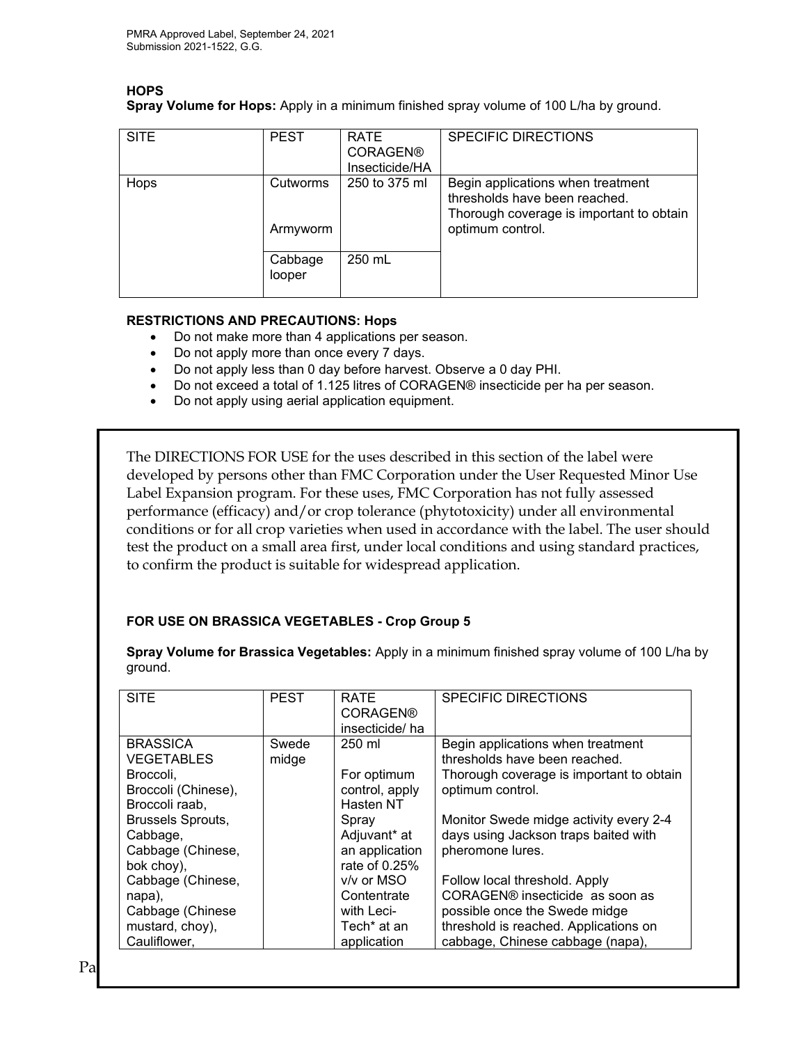## HOPS

**Spray Volume for Hops:** Apply in a minimum finished spray volume of 100 L/ha by ground.

| SITE | PEST | RATE CORAGEN® Insecticide/HA | SPECIFIC DIRECTIONS |
|---|---|---|---|
| Hops | Cutworms<br><br>Armyworm | 250 to 375 ml | Begin applications when treatment thresholds have been reached. Thorough coverage is important to obtain optimum control. |
| | Cabbage looper | 250 mL | |

**RESTRICTIONS AND PRECAUTIONS: Hops**

- Do not make more than 4 applications per season.
- Do not apply more than once every 7 days.
- Do not apply less than 0 day before harvest. Observe a 0 day PHI.
- Do not exceed a total of 1.125 litres of CORAGEN® insecticide per ha per season.
- Do not apply using aerial application equipment.

The DIRECTIONS FOR USE for the uses described in this section of the label were developed by persons other than FMC Corporation under the User Requested Minor Use Label Expansion program. For these uses, FMC Corporation has not fully assessed performance (efficacy) and/or crop tolerance (phytotoxicity) under all environmental conditions or for all crop varieties when used in accordance with the label. The user should test the product on a small area first, under local conditions and using standard practices, to confirm the product is suitable for widespread application.

### FOR USE ON BRASSICA VEGETABLES - Crop Group 5

**Spray Volume for Brassica Vegetables:** Apply in a minimum finished spray volume of 100 L/ha by ground.

| SITE | PEST | RATE CORAGEN® insecticide/ ha | SPECIFIC DIRECTIONS |
|---|---|---|---|
| BRASSICA VEGETABLES<br>Broccoli,<br>Broccoli (Chinese),<br>Broccoli raab,<br>Brussels Sprouts,<br>Cabbage,<br>Cabbage (Chinese, bok choy),<br>Cabbage (Chinese, napa),<br>Cabbage (Chinese mustard, choy),<br>Cauliflower, | Swede midge | 250 ml<br><br>For optimum control, apply Hasten NT Spray Adjuvant* at an application rate of 0.25% v/v or MSO Contentrate with Leci-Tech* at an application | Begin applications when treatment thresholds have been reached. Thorough coverage is important to obtain optimum control.<br><br>Monitor Swede midge activity every 2-4 days using Jackson traps baited with pheromone lures.<br><br>Follow local threshold. Apply CORAGEN® insecticide as soon as possible once the Swede midge threshold is reached. Applications on cabbage, Chinese cabbage (napa), |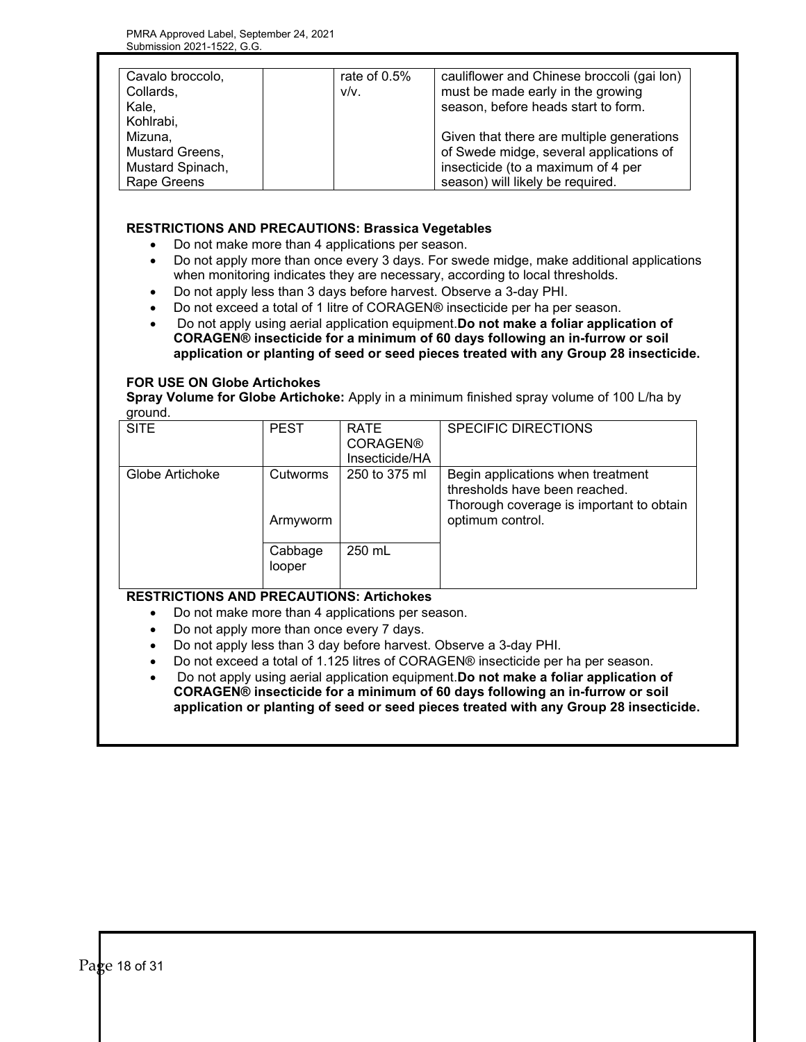| | | | |
|---|---|---|---|
| Cavalo broccolo, Collards, Kale, Kohlrabi, Mizuna, Mustard Greens, Mustard Spinach, Rape Greens | | rate of 0.5% v/v. | cauliflower and Chinese broccoli (gai lon) must be made early in the growing season, before heads start to form.<br><br>Given that there are multiple generations of Swede midge, several applications of insecticide (to a maximum of 4 per season) will likely be required. |

**RESTRICTIONS AND PRECAUTIONS: Brassica Vegetables**

- Do not make more than 4 applications per season.
- Do not apply more than once every 3 days. For swede midge, make additional applications when monitoring indicates they are necessary, according to local thresholds.
- Do not apply less than 3 days before harvest. Observe a 3-day PHI.
- Do not exceed a total of 1 litre of CORAGEN® insecticide per ha per season.
- Do not apply using aerial application equipment. **Do not make a foliar application of CORAGEN® insecticide for a minimum of 60 days following an in-furrow or soil application or planting of seed or seed pieces treated with any Group 28 insecticide.**

**FOR USE ON Globe Artichokes**

**Spray Volume for Globe Artichoke:** Apply in a minimum finished spray volume of 100 L/ha by ground.

| SITE | PEST | RATE CORAGEN® Insecticide/HA | SPECIFIC DIRECTIONS |
|---|---|---|---|
| Globe Artichoke | Cutworms<br><br>Armyworm | 250 to 375 ml | Begin applications when treatment thresholds have been reached. Thorough coverage is important to obtain optimum control. |
| | Cabbage looper | 250 mL | |

**RESTRICTIONS AND PRECAUTIONS: Artichokes**

- Do not make more than 4 applications per season.
- Do not apply more than once every 7 days.
- Do not apply less than 3 day before harvest. Observe a 3-day PHI.
- Do not exceed a total of 1.125 litres of CORAGEN® insecticide per ha per season.
- Do not apply using aerial application equipment. **Do not make a foliar application of CORAGEN® insecticide for a minimum of 60 days following an in-furrow or soil application or planting of seed or seed pieces treated with any Group 28 insecticide.**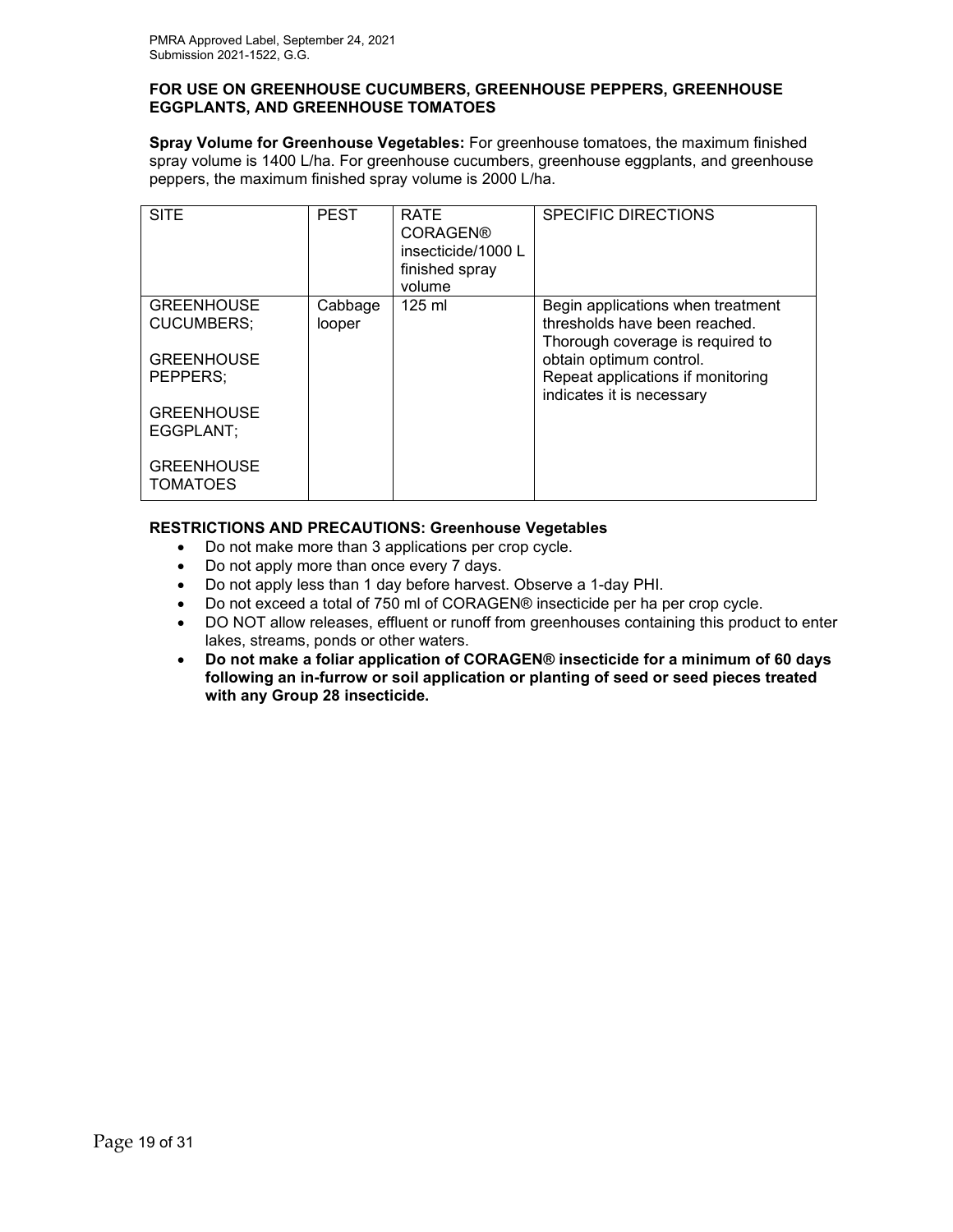**FOR USE ON GREENHOUSE CUCUMBERS, GREENHOUSE PEPPERS, GREENHOUSE EGGPLANTS, AND GREENHOUSE TOMATOES**

**Spray Volume for Greenhouse Vegetables:** For greenhouse tomatoes, the maximum finished spray volume is 1400 L/ha. For greenhouse cucumbers, greenhouse eggplants, and greenhouse peppers, the maximum finished spray volume is 2000 L/ha.

| SITE | PEST | RATE CORAGEN® insecticide/1000 L finished spray volume | SPECIFIC DIRECTIONS |
|---|---|---|---|
| GREENHOUSE CUCUMBERS;<br><br>GREENHOUSE PEPPERS;<br><br>GREENHOUSE EGGPLANT;<br><br>GREENHOUSE TOMATOES | Cabbage looper | 125 ml | Begin applications when treatment thresholds have been reached. Thorough coverage is required to obtain optimum control.<br>Repeat applications if monitoring indicates it is necessary |

**RESTRICTIONS AND PRECAUTIONS: Greenhouse Vegetables**

- Do not make more than 3 applications per crop cycle.
- Do not apply more than once every 7 days.
- Do not apply less than 1 day before harvest. Observe a 1-day PHI.
- Do not exceed a total of 750 ml of CORAGEN® insecticide per ha per crop cycle.
- DO NOT allow releases, effluent or runoff from greenhouses containing this product to enter lakes, streams, ponds or other waters.
- **Do not make a foliar application of CORAGEN® insecticide for a minimum of 60 days following an in-furrow or soil application or planting of seed or seed pieces treated with any Group 28 insecticide.**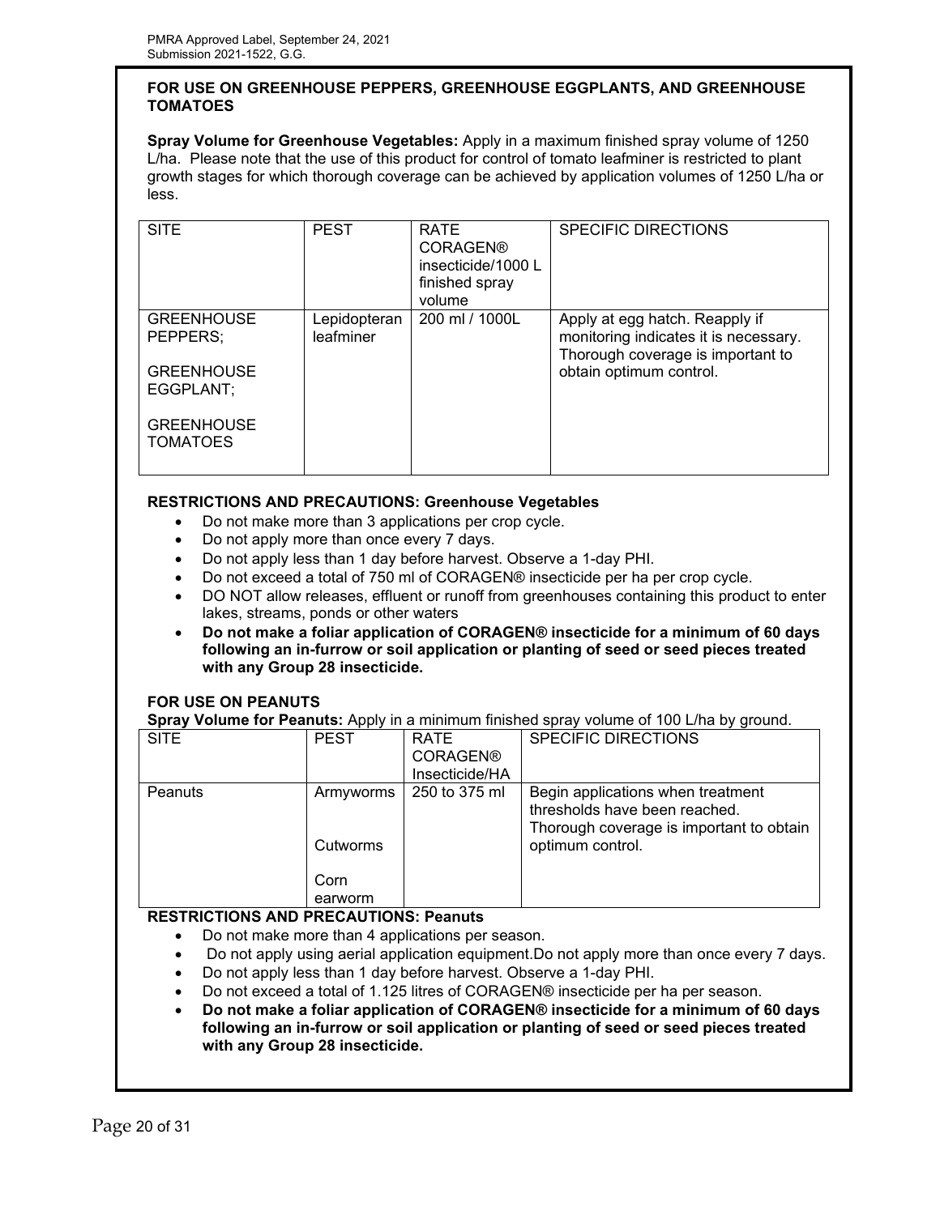**FOR USE ON GREENHOUSE PEPPERS, GREENHOUSE EGGPLANTS, AND GREENHOUSE TOMATOES**

**Spray Volume for Greenhouse Vegetables:** Apply in a maximum finished spray volume of 1250 L/ha. Please note that the use of this product for control of tomato leafminer is restricted to plant growth stages for which thorough coverage can be achieved by application volumes of 1250 L/ha or less.

| SITE | PEST | RATE CORAGEN® insecticide/1000 L finished spray volume | SPECIFIC DIRECTIONS |
|---|---|---|---|
| GREENHOUSE PEPPERS; GREENHOUSE EGGPLANT; GREENHOUSE TOMATOES | Lepidopteran leafminer | 200 ml / 1000L | Apply at egg hatch. Reapply if monitoring indicates it is necessary. Thorough coverage is important to obtain optimum control. |

**RESTRICTIONS AND PRECAUTIONS: Greenhouse Vegetables**

- Do not make more than 3 applications per crop cycle.
- Do not apply more than once every 7 days.
- Do not apply less than 1 day before harvest. Observe a 1-day PHI.
- Do not exceed a total of 750 ml of CORAGEN® insecticide per ha per crop cycle.
- DO NOT allow releases, effluent or runoff from greenhouses containing this product to enter lakes, streams, ponds or other waters
- **Do not make a foliar application of CORAGEN® insecticide for a minimum of 60 days following an in-furrow or soil application or planting of seed or seed pieces treated with any Group 28 insecticide.**

**FOR USE ON PEANUTS**

**Spray Volume for Peanuts:** Apply in a minimum finished spray volume of 100 L/ha by ground.

| SITE | PEST | RATE CORAGEN® Insecticide/HA | SPECIFIC DIRECTIONS |
|---|---|---|---|
| Peanuts | Armyworms<br>Cutworms<br>Corn earworm | 250 to 375 ml | Begin applications when treatment thresholds have been reached. Thorough coverage is important to obtain optimum control. |

**RESTRICTIONS AND PRECAUTIONS: Peanuts**

- Do not make more than 4 applications per season.
- Do not apply using aerial application equipment.Do not apply more than once every 7 days.
- Do not apply less than 1 day before harvest. Observe a 1-day PHI.
- Do not exceed a total of 1.125 litres of CORAGEN® insecticide per ha per season.
- **Do not make a foliar application of CORAGEN® insecticide for a minimum of 60 days following an in-furrow or soil application or planting of seed or seed pieces treated with any Group 28 insecticide.**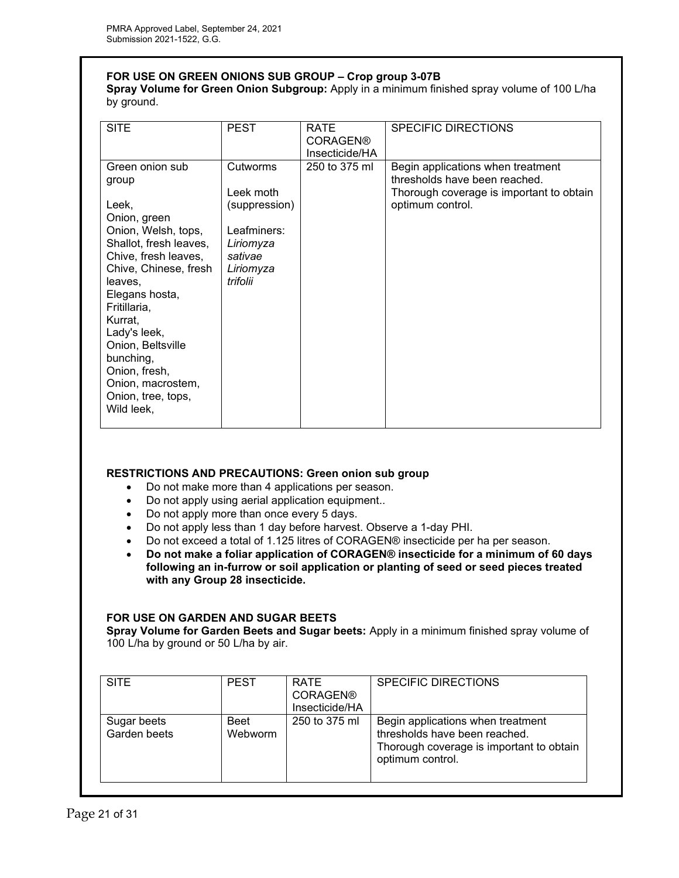**FOR USE ON GREEN ONIONS SUB GROUP – Crop group 3-07B**

**Spray Volume for Green Onion Subgroup:** Apply in a minimum finished spray volume of 100 L/ha by ground.

| SITE | PEST | RATE CORAGEN® Insecticide/HA | SPECIFIC DIRECTIONS |
|---|---|---|---|
| Green onion sub group<br><br>Leek,<br>Onion, green<br>Onion, Welsh, tops,<br>Shallot, fresh leaves,<br>Chive, fresh leaves,<br>Chive, Chinese, fresh leaves,<br>Elegans hosta,<br>Fritillaria,<br>Kurrat,<br>Lady's leek,<br>Onion, Beltsville bunching,<br>Onion, fresh,<br>Onion, macrostem,<br>Onion, tree, tops,<br>Wild leek, | Cutworms<br><br>Leek moth (suppression)<br><br>Leafminers:<br>*Liriomyza sativae*<br>*Liriomyza trifolii* | 250 to 375 ml | Begin applications when treatment thresholds have been reached.<br>Thorough coverage is important to obtain optimum control. |

**RESTRICTIONS AND PRECAUTIONS: Green onion sub group**

- Do not make more than 4 applications per season.
- Do not apply using aerial application equipment..
- Do not apply more than once every 5 days.
- Do not apply less than 1 day before harvest. Observe a 1-day PHI.
- Do not exceed a total of 1.125 litres of CORAGEN® insecticide per ha per season.
- **Do not make a foliar application of CORAGEN® insecticide for a minimum of 60 days following an in-furrow or soil application or planting of seed or seed pieces treated with any Group 28 insecticide.**

**FOR USE ON GARDEN AND SUGAR BEETS**

**Spray Volume for Garden Beets and Sugar beets:** Apply in a minimum finished spray volume of 100 L/ha by ground or 50 L/ha by air.

| SITE | PEST | RATE CORAGEN® Insecticide/HA | SPECIFIC DIRECTIONS |
|---|---|---|---|
| Sugar beets<br>Garden beets | Beet Webworm | 250 to 375 ml | Begin applications when treatment thresholds have been reached.<br>Thorough coverage is important to obtain optimum control. |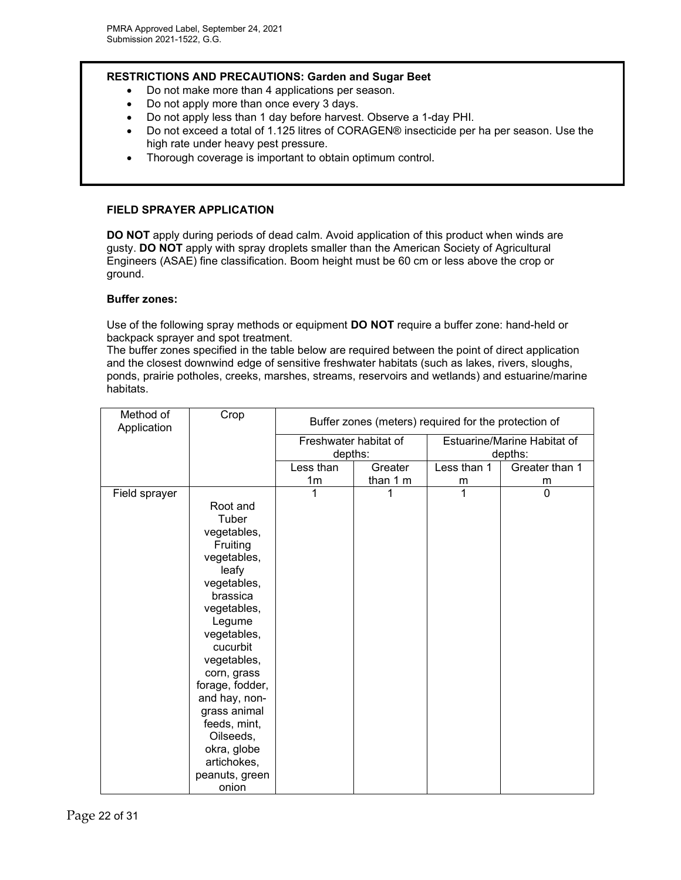**RESTRICTIONS AND PRECAUTIONS: Garden and Sugar Beet**

- Do not make more than 4 applications per season.
- Do not apply more than once every 3 days.
- Do not apply less than 1 day before harvest. Observe a 1-day PHI.
- Do not exceed a total of 1.125 litres of CORAGEN® insecticide per ha per season. Use the high rate under heavy pest pressure.
- Thorough coverage is important to obtain optimum control.

**FIELD SPRAYER APPLICATION**

**DO NOT** apply during periods of dead calm. Avoid application of this product when winds are gusty. **DO NOT** apply with spray droplets smaller than the American Society of Agricultural Engineers (ASAE) fine classification. Boom height must be 60 cm or less above the crop or ground.

**Buffer zones:**

Use of the following spray methods or equipment **DO NOT** require a buffer zone: hand-held or backpack sprayer and spot treatment.

The buffer zones specified in the table below are required between the point of direct application and the closest downwind edge of sensitive freshwater habitats (such as lakes, rivers, sloughs, ponds, prairie potholes, creeks, marshes, streams, reservoirs and wetlands) and estuarine/marine habitats.

| Method of Application | Crop | Buffer zones (meters) required for the protection of | | | |
|---|---|---|---|---|---|
| | | Freshwater habitat of depths: | | Estuarine/Marine Habitat of depths: | |
| | | Less than 1m | Greater than 1 m | Less than 1 m | Greater than 1 m |
| Field sprayer | Root and Tuber vegetables, Fruiting vegetables, leafy vegetables, brassica vegetables, Legume vegetables, cucurbit vegetables, corn, grass forage, fodder, and hay, non-grass animal feeds, mint, Oilseeds, okra, globe artichokes, peanuts, green onion | 1 | 1 | 1 | 0 |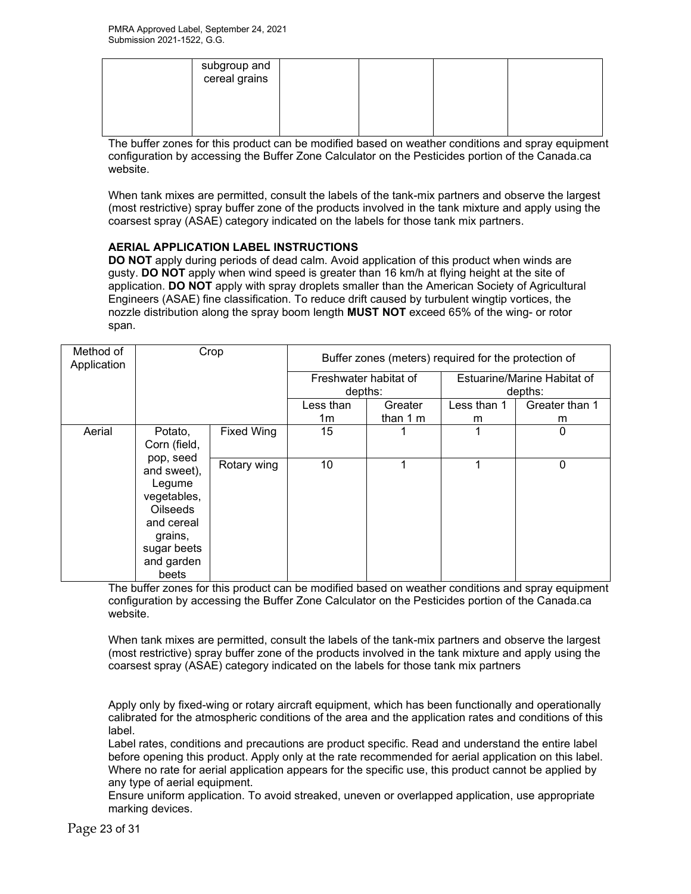| | subgroup and cereal grains | | | | |
|---|---|---|---|---|---|

The buffer zones for this product can be modified based on weather conditions and spray equipment configuration by accessing the Buffer Zone Calculator on the Pesticides portion of the Canada.ca website.

When tank mixes are permitted, consult the labels of the tank-mix partners and observe the largest (most restrictive) spray buffer zone of the products involved in the tank mixture and apply using the coarsest spray (ASAE) category indicated on the labels for those tank mix partners.

**AERIAL APPLICATION LABEL INSTRUCTIONS**

**DO NOT** apply during periods of dead calm. Avoid application of this product when winds are gusty. **DO NOT** apply when wind speed is greater than 16 km/h at flying height at the site of application. **DO NOT** apply with spray droplets smaller than the American Society of Agricultural Engineers (ASAE) fine classification. To reduce drift caused by turbulent wingtip vortices, the nozzle distribution along the spray boom length **MUST NOT** exceed 65% of the wing- or rotor span.

| Method of Application | Crop | | Buffer zones (meters) required for the protection of | | | |
|---|---|---|---|---|---|---|
| | | | Freshwater habitat of depths: | | Estuarine/Marine Habitat of depths: | |
| | | | Less than 1m | Greater than 1 m | Less than 1 m | Greater than 1 m |
| Aerial | Potato, Corn (field, pop, seed and sweet), Legume vegetables, Oilseeds and cereal grains, sugar beets and garden beets | Fixed Wing | 15 | 1 | 1 | 0 |
| | | Rotary wing | 10 | 1 | 1 | 0 |

The buffer zones for this product can be modified based on weather conditions and spray equipment configuration by accessing the Buffer Zone Calculator on the Pesticides portion of the Canada.ca website.

When tank mixes are permitted, consult the labels of the tank-mix partners and observe the largest (most restrictive) spray buffer zone of the products involved in the tank mixture and apply using the coarsest spray (ASAE) category indicated on the labels for those tank mix partners

Apply only by fixed-wing or rotary aircraft equipment, which has been functionally and operationally calibrated for the atmospheric conditions of the area and the application rates and conditions of this label.

Label rates, conditions and precautions are product specific. Read and understand the entire label before opening this product. Apply only at the rate recommended for aerial application on this label. Where no rate for aerial application appears for the specific use, this product cannot be applied by any type of aerial equipment.

Ensure uniform application. To avoid streaked, uneven or overlapped application, use appropriate marking devices.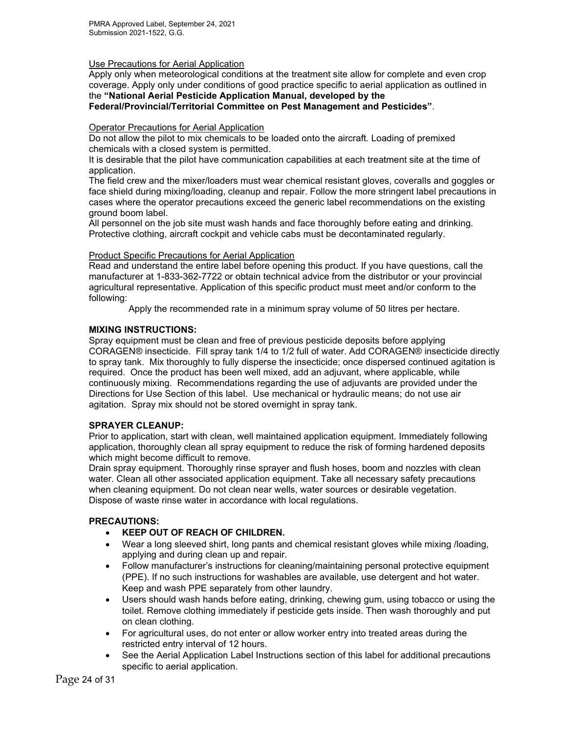Use Precautions for Aerial Application

Apply only when meteorological conditions at the treatment site allow for complete and even crop coverage. Apply only under conditions of good practice specific to aerial application as outlined in the **"National Aerial Pesticide Application Manual, developed by the Federal/Provincial/Territorial Committee on Pest Management and Pesticides"**.

Operator Precautions for Aerial Application

Do not allow the pilot to mix chemicals to be loaded onto the aircraft. Loading of premixed chemicals with a closed system is permitted.

It is desirable that the pilot have communication capabilities at each treatment site at the time of application.

The field crew and the mixer/loaders must wear chemical resistant gloves, coveralls and goggles or face shield during mixing/loading, cleanup and repair. Follow the more stringent label precautions in cases where the operator precautions exceed the generic label recommendations on the existing ground boom label.

All personnel on the job site must wash hands and face thoroughly before eating and drinking. Protective clothing, aircraft cockpit and vehicle cabs must be decontaminated regularly.

Product Specific Precautions for Aerial Application

Read and understand the entire label before opening this product. If you have questions, call the manufacturer at 1-833-362-7722 or obtain technical advice from the distributor or your provincial agricultural representative. Application of this specific product must meet and/or conform to the following:

Apply the recommended rate in a minimum spray volume of 50 litres per hectare.

**MIXING INSTRUCTIONS:**

Spray equipment must be clean and free of previous pesticide deposits before applying CORAGEN® insecticide. Fill spray tank 1/4 to 1/2 full of water. Add CORAGEN® insecticide directly to spray tank. Mix thoroughly to fully disperse the insecticide; once dispersed continued agitation is required. Once the product has been well mixed, add an adjuvant, where applicable, while continuously mixing. Recommendations regarding the use of adjuvants are provided under the Directions for Use Section of this label. Use mechanical or hydraulic means; do not use air agitation. Spray mix should not be stored overnight in spray tank.

**SPRAYER CLEANUP:**

Prior to application, start with clean, well maintained application equipment. Immediately following application, thoroughly clean all spray equipment to reduce the risk of forming hardened deposits which might become difficult to remove.

Drain spray equipment. Thoroughly rinse sprayer and flush hoses, boom and nozzles with clean water. Clean all other associated application equipment. Take all necessary safety precautions when cleaning equipment. Do not clean near wells, water sources or desirable vegetation. Dispose of waste rinse water in accordance with local regulations.

**PRECAUTIONS:**

- **KEEP OUT OF REACH OF CHILDREN.**
- Wear a long sleeved shirt, long pants and chemical resistant gloves while mixing /loading, applying and during clean up and repair.
- Follow manufacturer's instructions for cleaning/maintaining personal protective equipment (PPE). If no such instructions for washables are available, use detergent and hot water. Keep and wash PPE separately from other laundry.
- Users should wash hands before eating, drinking, chewing gum, using tobacco or using the toilet. Remove clothing immediately if pesticide gets inside. Then wash thoroughly and put on clean clothing.
- For agricultural uses, do not enter or allow worker entry into treated areas during the restricted entry interval of 12 hours.
- See the Aerial Application Label Instructions section of this label for additional precautions specific to aerial application.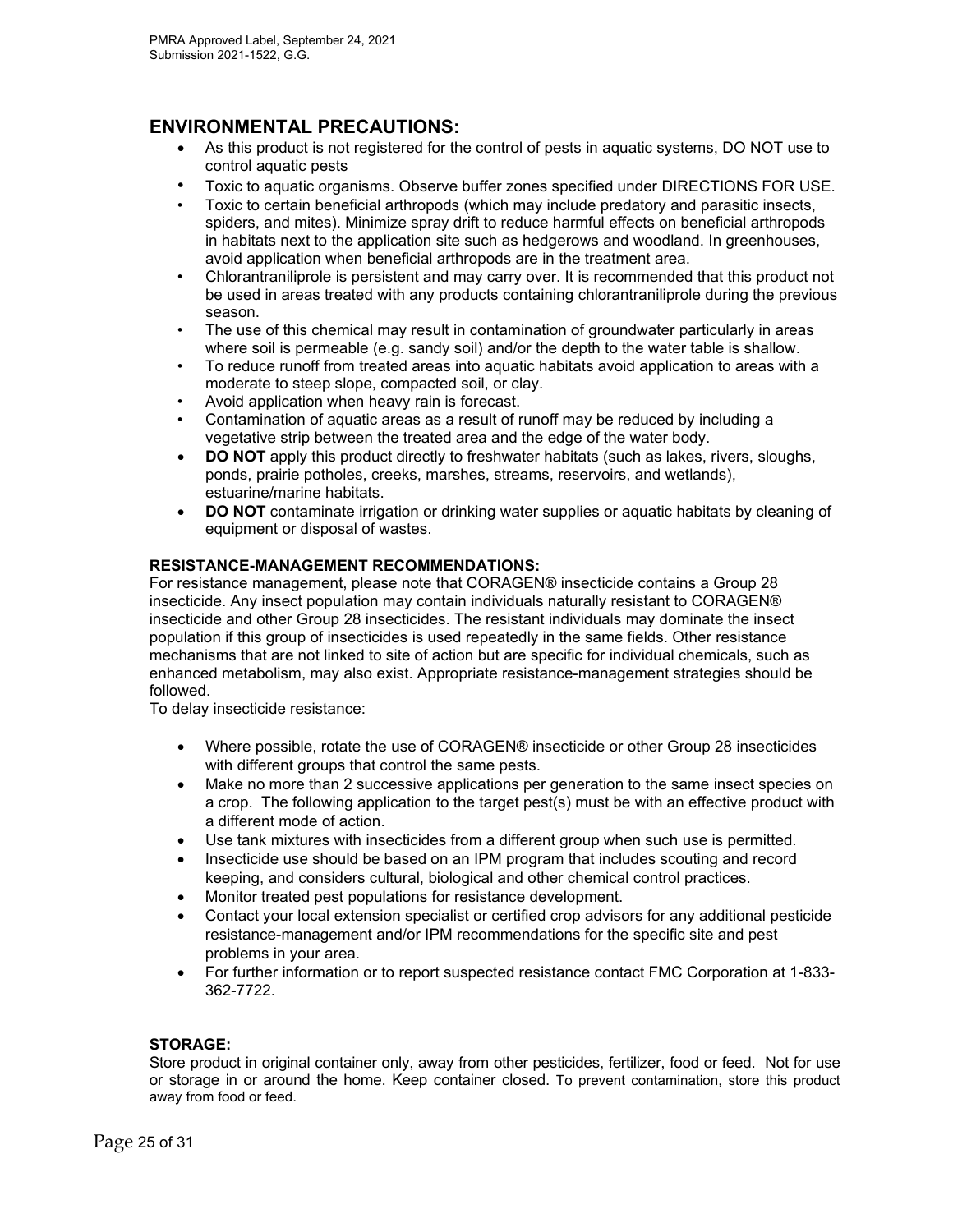## ENVIRONMENTAL PRECAUTIONS:

- As this product is not registered for the control of pests in aquatic systems, DO NOT use to control aquatic pests
- Toxic to aquatic organisms. Observe buffer zones specified under DIRECTIONS FOR USE.
- Toxic to certain beneficial arthropods (which may include predatory and parasitic insects, spiders, and mites). Minimize spray drift to reduce harmful effects on beneficial arthropods in habitats next to the application site such as hedgerows and woodland. In greenhouses, avoid application when beneficial arthropods are in the treatment area.
- Chlorantraniliprole is persistent and may carry over. It is recommended that this product not be used in areas treated with any products containing chlorantraniliprole during the previous season.
- The use of this chemical may result in contamination of groundwater particularly in areas where soil is permeable (e.g. sandy soil) and/or the depth to the water table is shallow.
- To reduce runoff from treated areas into aquatic habitats avoid application to areas with a moderate to steep slope, compacted soil, or clay.
- Avoid application when heavy rain is forecast.
- Contamination of aquatic areas as a result of runoff may be reduced by including a vegetative strip between the treated area and the edge of the water body.
- **DO NOT** apply this product directly to freshwater habitats (such as lakes, rivers, sloughs, ponds, prairie potholes, creeks, marshes, streams, reservoirs, and wetlands), estuarine/marine habitats.
- **DO NOT** contaminate irrigation or drinking water supplies or aquatic habitats by cleaning of equipment or disposal of wastes.

**RESISTANCE-MANAGEMENT RECOMMENDATIONS:**

For resistance management, please note that CORAGEN® insecticide contains a Group 28 insecticide. Any insect population may contain individuals naturally resistant to CORAGEN® insecticide and other Group 28 insecticides. The resistant individuals may dominate the insect population if this group of insecticides is used repeatedly in the same fields. Other resistance mechanisms that are not linked to site of action but are specific for individual chemicals, such as enhanced metabolism, may also exist. Appropriate resistance-management strategies should be followed.

To delay insecticide resistance:

- Where possible, rotate the use of CORAGEN® insecticide or other Group 28 insecticides with different groups that control the same pests.
- Make no more than 2 successive applications per generation to the same insect species on a crop. The following application to the target pest(s) must be with an effective product with a different mode of action.
- Use tank mixtures with insecticides from a different group when such use is permitted.
- Insecticide use should be based on an IPM program that includes scouting and record keeping, and considers cultural, biological and other chemical control practices.
- Monitor treated pest populations for resistance development.
- Contact your local extension specialist or certified crop advisors for any additional pesticide resistance-management and/or IPM recommendations for the specific site and pest problems in your area.
- For further information or to report suspected resistance contact FMC Corporation at 1-833-362-7722.

**STORAGE:**

Store product in original container only, away from other pesticides, fertilizer, food or feed. Not for use or storage in or around the home. Keep container closed. To prevent contamination, store this product away from food or feed.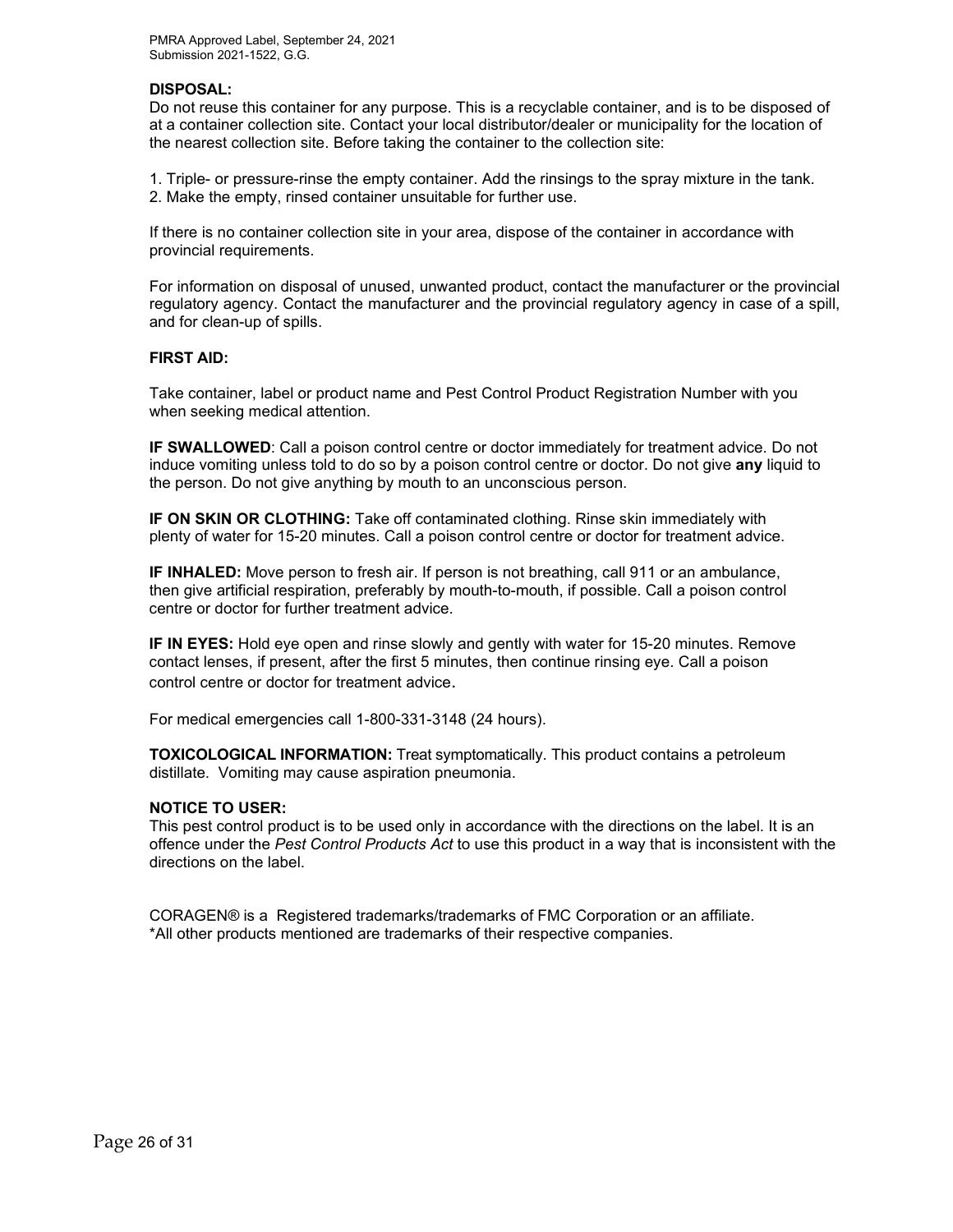**DISPOSAL:**
Do not reuse this container for any purpose. This is a recyclable container, and is to be disposed of at a container collection site. Contact your local distributor/dealer or municipality for the location of the nearest collection site. Before taking the container to the collection site:

1. Triple- or pressure-rinse the empty container. Add the rinsings to the spray mixture in the tank.
2. Make the empty, rinsed container unsuitable for further use.

If there is no container collection site in your area, dispose of the container in accordance with provincial requirements.

For information on disposal of unused, unwanted product, contact the manufacturer or the provincial regulatory agency. Contact the manufacturer and the provincial regulatory agency in case of a spill, and for clean-up of spills.

**FIRST AID:**

Take container, label or product name and Pest Control Product Registration Number with you when seeking medical attention.

**IF SWALLOWED**: Call a poison control centre or doctor immediately for treatment advice. Do not induce vomiting unless told to do so by a poison control centre or doctor. Do not give **any** liquid to the person. Do not give anything by mouth to an unconscious person.

**IF ON SKIN OR CLOTHING:** Take off contaminated clothing. Rinse skin immediately with plenty of water for 15-20 minutes. Call a poison control centre or doctor for treatment advice.

**IF INHALED:** Move person to fresh air. If person is not breathing, call 911 or an ambulance, then give artificial respiration, preferably by mouth-to-mouth, if possible. Call a poison control centre or doctor for further treatment advice.

**IF IN EYES:** Hold eye open and rinse slowly and gently with water for 15-20 minutes. Remove contact lenses, if present, after the first 5 minutes, then continue rinsing eye. Call a poison control centre or doctor for treatment advice.

For medical emergencies call 1-800-331-3148 (24 hours).

**TOXICOLOGICAL INFORMATION:** Treat symptomatically. This product contains a petroleum distillate. Vomiting may cause aspiration pneumonia.

**NOTICE TO USER:**
This pest control product is to be used only in accordance with the directions on the label. It is an offence under the *Pest Control Products Act* to use this product in a way that is inconsistent with the directions on the label.

CORAGEN® is a Registered trademarks/trademarks of FMC Corporation or an affiliate.
*All other products mentioned are trademarks of their respective companies.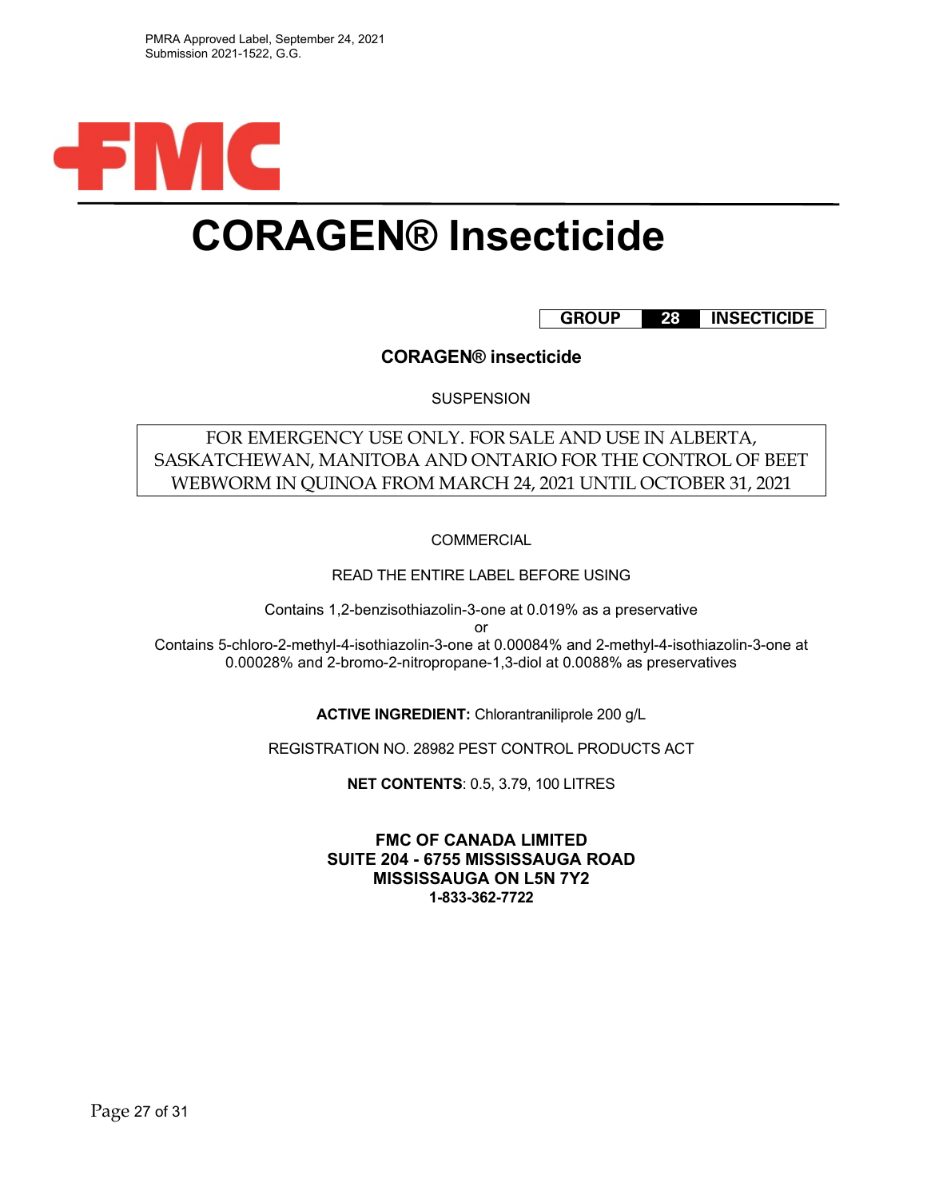PMRA Approved Label, September 24, 2021
Submission 2021-1522, G.G.

FMC

# CORAGEN® Insecticide

| GROUP | 28 | INSECTICIDE |
|---|---|---|

**CORAGEN® insecticide**

SUSPENSION

FOR EMERGENCY USE ONLY. FOR SALE AND USE IN ALBERTA, SASKATCHEWAN, MANITOBA AND ONTARIO FOR THE CONTROL OF BEET WEBWORM IN QUINOA FROM MARCH 24, 2021 UNTIL OCTOBER 31, 2021

COMMERCIAL

READ THE ENTIRE LABEL BEFORE USING

Contains 1,2-benzisothiazolin-3-one at 0.019% as a preservative
or
Contains 5-chloro-2-methyl-4-isothiazolin-3-one at 0.00084% and 2-methyl-4-isothiazolin-3-one at 0.00028% and 2-bromo-2-nitropropane-1,3-diol at 0.0088% as preservatives

**ACTIVE INGREDIENT:** Chlorantraniliprole 200 g/L

REGISTRATION NO. 28982 PEST CONTROL PRODUCTS ACT

**NET CONTENTS**: 0.5, 3.79, 100 LITRES

**FMC OF CANADA LIMITED**
**SUITE 204 - 6755 MISSISSAUGA ROAD**
**MISSISSAUGA ON L5N 7Y2**
**1-833-362-7722**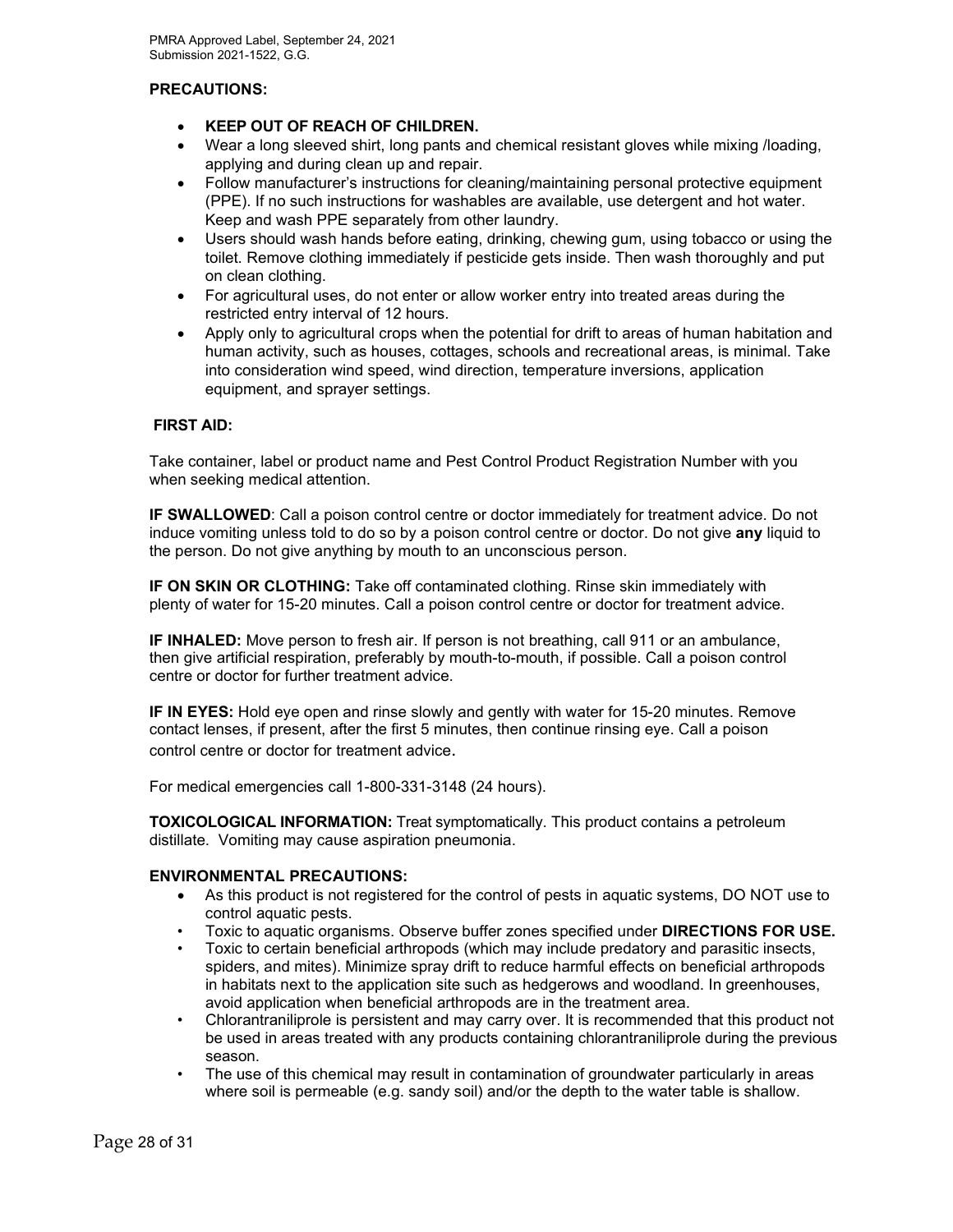**PRECAUTIONS:**

- **KEEP OUT OF REACH OF CHILDREN.**
- Wear a long sleeved shirt, long pants and chemical resistant gloves while mixing /loading, applying and during clean up and repair.
- Follow manufacturer's instructions for cleaning/maintaining personal protective equipment (PPE). If no such instructions for washables are available, use detergent and hot water. Keep and wash PPE separately from other laundry.
- Users should wash hands before eating, drinking, chewing gum, using tobacco or using the toilet. Remove clothing immediately if pesticide gets inside. Then wash thoroughly and put on clean clothing.
- For agricultural uses, do not enter or allow worker entry into treated areas during the restricted entry interval of 12 hours.
- Apply only to agricultural crops when the potential for drift to areas of human habitation and human activity, such as houses, cottages, schools and recreational areas, is minimal. Take into consideration wind speed, wind direction, temperature inversions, application equipment, and sprayer settings.

**FIRST AID:**

Take container, label or product name and Pest Control Product Registration Number with you when seeking medical attention.

**IF SWALLOWED**: Call a poison control centre or doctor immediately for treatment advice. Do not induce vomiting unless told to do so by a poison control centre or doctor. Do not give **any** liquid to the person. Do not give anything by mouth to an unconscious person.

**IF ON SKIN OR CLOTHING:** Take off contaminated clothing. Rinse skin immediately with plenty of water for 15-20 minutes. Call a poison control centre or doctor for treatment advice.

**IF INHALED:** Move person to fresh air. If person is not breathing, call 911 or an ambulance, then give artificial respiration, preferably by mouth-to-mouth, if possible. Call a poison control centre or doctor for further treatment advice.

**IF IN EYES:** Hold eye open and rinse slowly and gently with water for 15-20 minutes. Remove contact lenses, if present, after the first 5 minutes, then continue rinsing eye. Call a poison control centre or doctor for treatment advice.

For medical emergencies call 1-800-331-3148 (24 hours).

**TOXICOLOGICAL INFORMATION:** Treat symptomatically. This product contains a petroleum distillate. Vomiting may cause aspiration pneumonia.

**ENVIRONMENTAL PRECAUTIONS:**

- As this product is not registered for the control of pests in aquatic systems, DO NOT use to control aquatic pests.
- Toxic to aquatic organisms. Observe buffer zones specified under **DIRECTIONS FOR USE.**
- Toxic to certain beneficial arthropods (which may include predatory and parasitic insects, spiders, and mites). Minimize spray drift to reduce harmful effects on beneficial arthropods in habitats next to the application site such as hedgerows and woodland. In greenhouses, avoid application when beneficial arthropods are in the treatment area.
- Chlorantraniliprole is persistent and may carry over. It is recommended that this product not be used in areas treated with any products containing chlorantraniliprole during the previous season.
- The use of this chemical may result in contamination of groundwater particularly in areas where soil is permeable (e.g. sandy soil) and/or the depth to the water table is shallow.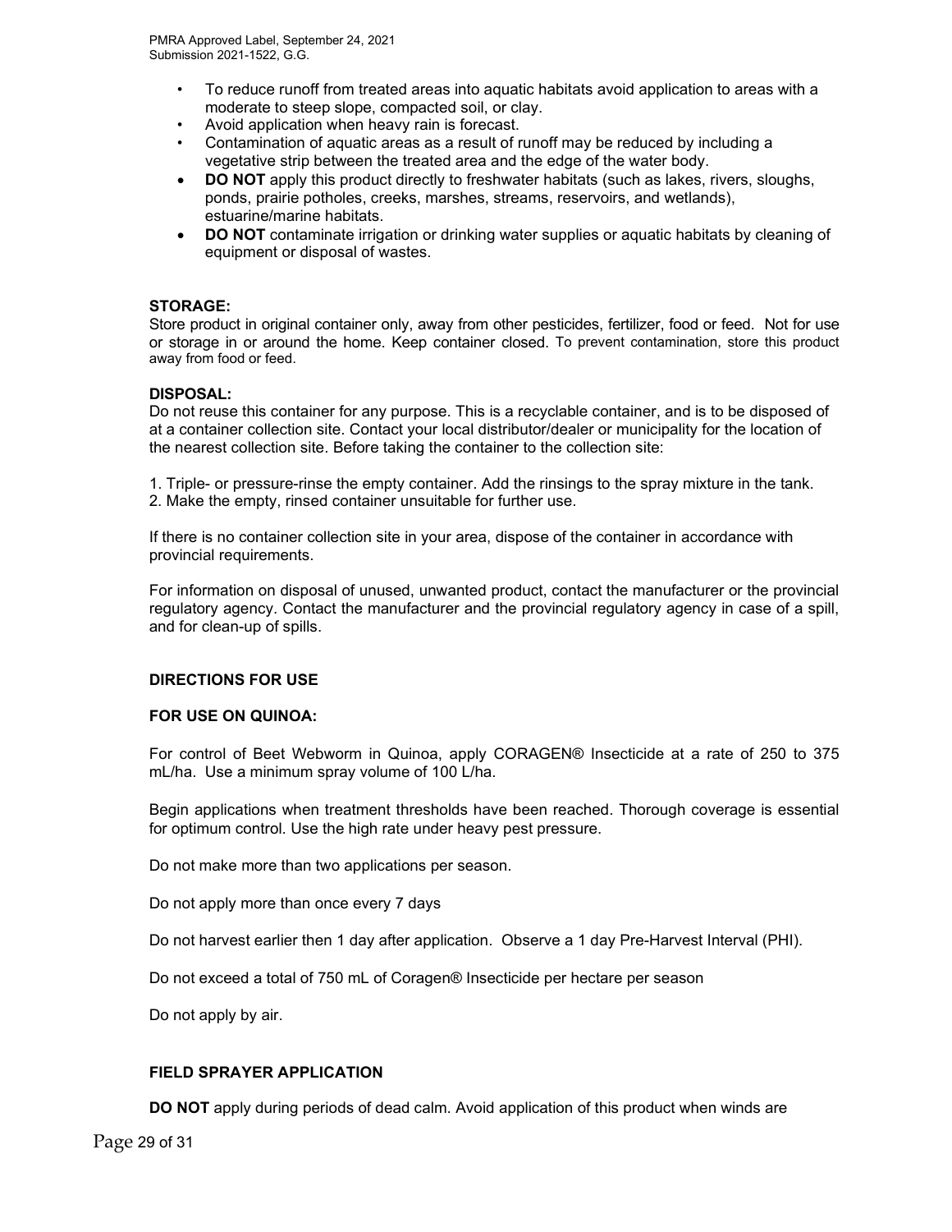- To reduce runoff from treated areas into aquatic habitats avoid application to areas with a moderate to steep slope, compacted soil, or clay.
- Avoid application when heavy rain is forecast.
- Contamination of aquatic areas as a result of runoff may be reduced by including a vegetative strip between the treated area and the edge of the water body.
- **DO NOT** apply this product directly to freshwater habitats (such as lakes, rivers, sloughs, ponds, prairie potholes, creeks, marshes, streams, reservoirs, and wetlands), estuarine/marine habitats.
- **DO NOT** contaminate irrigation or drinking water supplies or aquatic habitats by cleaning of equipment or disposal of wastes.

**STORAGE:**

Store product in original container only, away from other pesticides, fertilizer, food or feed. Not for use or storage in or around the home. Keep container closed. To prevent contamination, store this product away from food or feed.

**DISPOSAL:**

Do not reuse this container for any purpose. This is a recyclable container, and is to be disposed of at a container collection site. Contact your local distributor/dealer or municipality for the location of the nearest collection site. Before taking the container to the collection site:

1. Triple- or pressure-rinse the empty container. Add the rinsings to the spray mixture in the tank.
2. Make the empty, rinsed container unsuitable for further use.

If there is no container collection site in your area, dispose of the container in accordance with provincial requirements.

For information on disposal of unused, unwanted product, contact the manufacturer or the provincial regulatory agency. Contact the manufacturer and the provincial regulatory agency in case of a spill, and for clean-up of spills.

**DIRECTIONS FOR USE**

**FOR USE ON QUINOA:**

For control of Beet Webworm in Quinoa, apply CORAGEN® Insecticide at a rate of 250 to 375 mL/ha. Use a minimum spray volume of 100 L/ha.

Begin applications when treatment thresholds have been reached. Thorough coverage is essential for optimum control. Use the high rate under heavy pest pressure.

Do not make more than two applications per season.

Do not apply more than once every 7 days

Do not harvest earlier then 1 day after application. Observe a 1 day Pre-Harvest Interval (PHI).

Do not exceed a total of 750 mL of Coragen® Insecticide per hectare per season

Do not apply by air.

**FIELD SPRAYER APPLICATION**

**DO NOT** apply during periods of dead calm. Avoid application of this product when winds are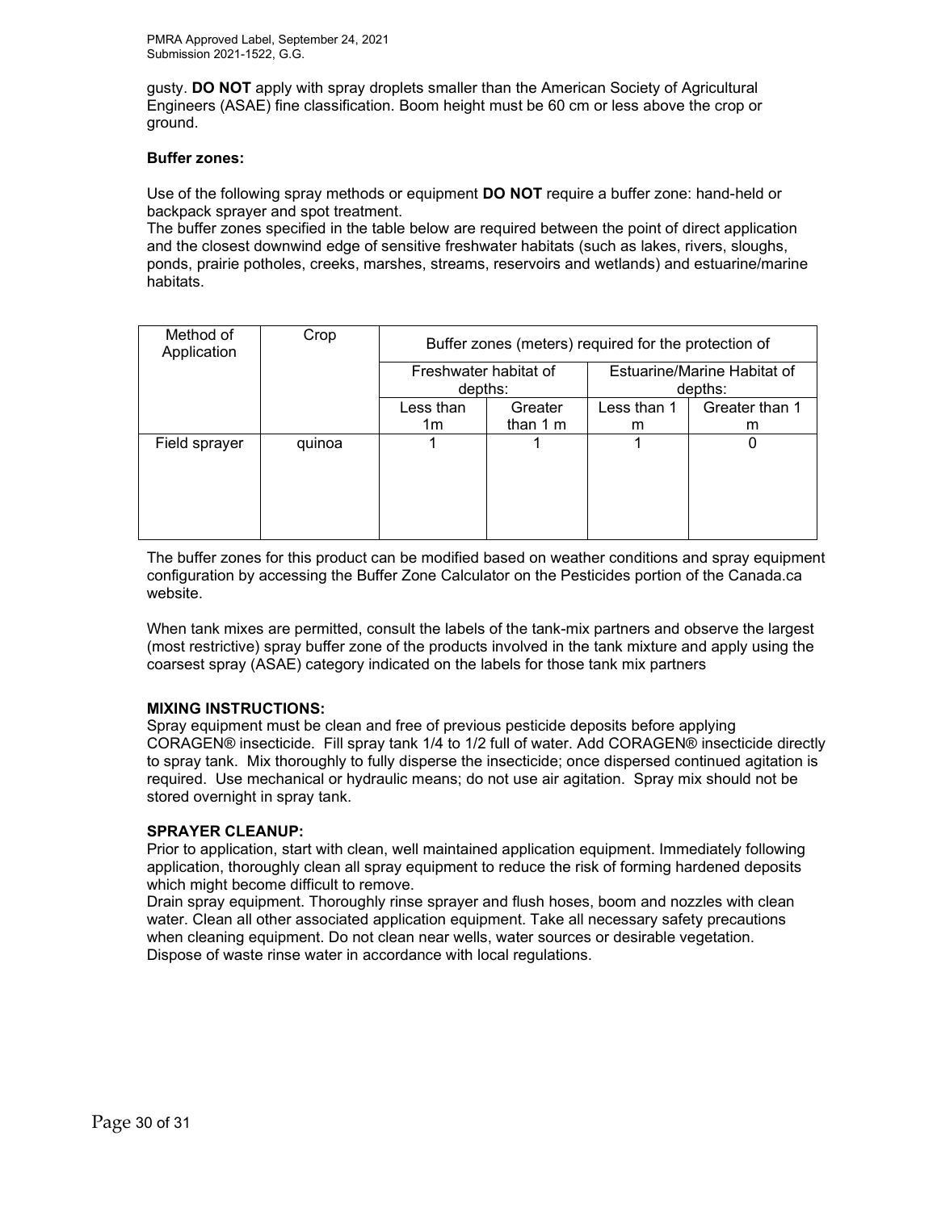gusty. **DO NOT** apply with spray droplets smaller than the American Society of Agricultural Engineers (ASAE) fine classification. Boom height must be 60 cm or less above the crop or ground.

**Buffer zones:**

Use of the following spray methods or equipment **DO NOT** require a buffer zone: hand-held or backpack sprayer and spot treatment.

The buffer zones specified in the table below are required between the point of direct application and the closest downwind edge of sensitive freshwater habitats (such as lakes, rivers, sloughs, ponds, prairie potholes, creeks, marshes, streams, reservoirs and wetlands) and estuarine/marine habitats.

| Method of Application | Crop | Buffer zones (meters) required for the protection of | | | |
|---|---|---|---|---|---|
| | | Freshwater habitat of depths: | | Estuarine/Marine Habitat of depths: | |
| | | Less than 1m | Greater than 1 m | Less than 1 m | Greater than 1 m |
| Field sprayer | quinoa | 1 | 1 | 1 | 0 |

The buffer zones for this product can be modified based on weather conditions and spray equipment configuration by accessing the Buffer Zone Calculator on the Pesticides portion of the Canada.ca website.

When tank mixes are permitted, consult the labels of the tank-mix partners and observe the largest (most restrictive) spray buffer zone of the products involved in the tank mixture and apply using the coarsest spray (ASAE) category indicated on the labels for those tank mix partners

**MIXING INSTRUCTIONS:**

Spray equipment must be clean and free of previous pesticide deposits before applying CORAGEN® insecticide. Fill spray tank 1/4 to 1/2 full of water. Add CORAGEN® insecticide directly to spray tank. Mix thoroughly to fully disperse the insecticide; once dispersed continued agitation is required. Use mechanical or hydraulic means; do not use air agitation. Spray mix should not be stored overnight in spray tank.

**SPRAYER CLEANUP:**

Prior to application, start with clean, well maintained application equipment. Immediately following application, thoroughly clean all spray equipment to reduce the risk of forming hardened deposits which might become difficult to remove.

Drain spray equipment. Thoroughly rinse sprayer and flush hoses, boom and nozzles with clean water. Clean all other associated application equipment. Take all necessary safety precautions when cleaning equipment. Do not clean near wells, water sources or desirable vegetation. Dispose of waste rinse water in accordance with local regulations.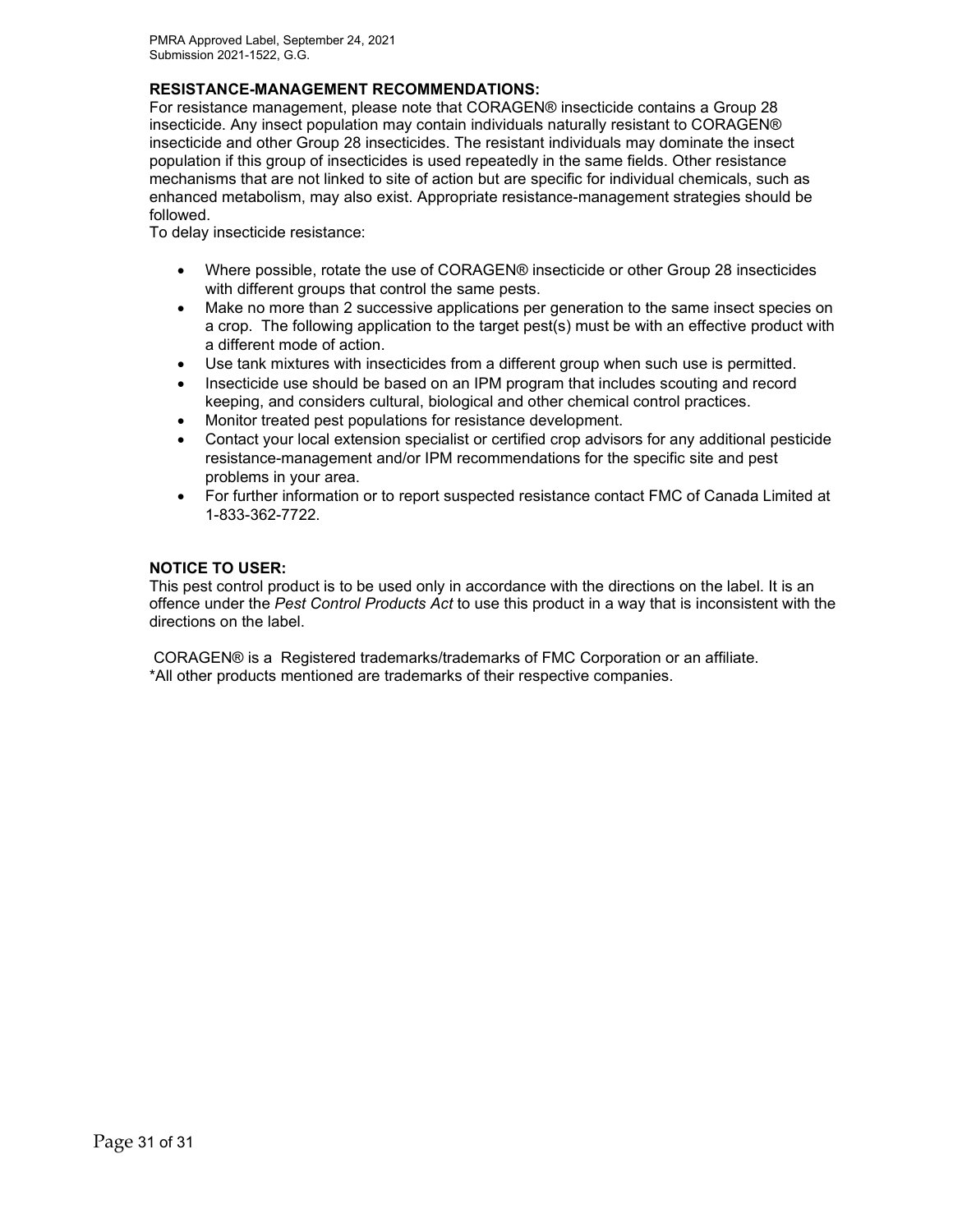**RESISTANCE-MANAGEMENT RECOMMENDATIONS:**
For resistance management, please note that CORAGEN® insecticide contains a Group 28 insecticide. Any insect population may contain individuals naturally resistant to CORAGEN® insecticide and other Group 28 insecticides. The resistant individuals may dominate the insect population if this group of insecticides is used repeatedly in the same fields. Other resistance mechanisms that are not linked to site of action but are specific for individual chemicals, such as enhanced metabolism, may also exist. Appropriate resistance-management strategies should be followed.
To delay insecticide resistance:

- Where possible, rotate the use of CORAGEN® insecticide or other Group 28 insecticides with different groups that control the same pests.
- Make no more than 2 successive applications per generation to the same insect species on a crop. The following application to the target pest(s) must be with an effective product with a different mode of action.
- Use tank mixtures with insecticides from a different group when such use is permitted.
- Insecticide use should be based on an IPM program that includes scouting and record keeping, and considers cultural, biological and other chemical control practices.
- Monitor treated pest populations for resistance development.
- Contact your local extension specialist or certified crop advisors for any additional pesticide resistance-management and/or IPM recommendations for the specific site and pest problems in your area.
- For further information or to report suspected resistance contact FMC of Canada Limited at 1-833-362-7722.

**NOTICE TO USER:**
This pest control product is to be used only in accordance with the directions on the label. It is an offence under the *Pest Control Products Act* to use this product in a way that is inconsistent with the directions on the label.

CORAGEN® is a Registered trademarks/trademarks of FMC Corporation or an affiliate.
*All other products mentioned are trademarks of their respective companies.